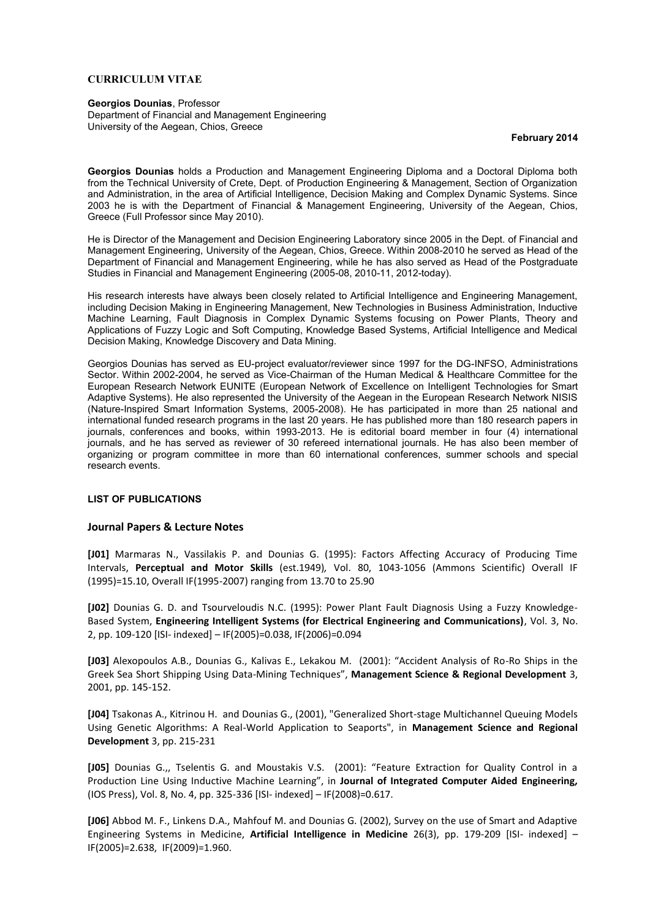# CURRICULUM VITAE

**Georgios Dounias**, Professor
Department of Financial and Management Engineering
University of the Aegean, Chios, Greece

**February 2014**

**Georgios Dounias** holds a Production and Management Engineering Diploma and a Doctoral Diploma both from the Technical University of Crete, Dept. of Production Engineering & Management, Section of Organization and Administration, in the area of Artificial Intelligence, Decision Making and Complex Dynamic Systems. Since 2003 he is with the Department of Financial & Management Engineering, University of the Aegean, Chios, Greece (Full Professor since May 2010).

He is Director of the Management and Decision Engineering Laboratory since 2005 in the Dept. of Financial and Management Engineering, University of the Aegean, Chios, Greece. Within 2008-2010 he served as Head of the Department of Financial and Management Engineering, while he has also served as Head of the Postgraduate Studies in Financial and Management Engineering (2005-08, 2010-11, 2012-today).

His research interests have always been closely related to Artificial Intelligence and Engineering Management, including Decision Making in Engineering Management, New Technologies in Business Administration, Inductive Machine Learning, Fault Diagnosis in Complex Dynamic Systems focusing on Power Plants, Theory and Applications of Fuzzy Logic and Soft Computing, Knowledge Based Systems, Artificial Intelligence and Medical Decision Making, Knowledge Discovery and Data Mining.

Georgios Dounias has served as EU-project evaluator/reviewer since 1997 for the DG-INFSO, Administrations Sector. Within 2002-2004, he served as Vice-Chairman of the Human Medical & Healthcare Committee for the European Research Network EUNITE (European Network of Excellence on Intelligent Technologies for Smart Adaptive Systems). He also represented the University of the Aegean in the European Research Network NISIS (Nature-Inspired Smart Information Systems, 2005-2008). He has participated in more than 25 national and international funded research programs in the last 20 years. He has published more than 180 research papers in journals, conferences and books, within 1993-2013. He is editorial board member in four (4) international journals, and he has served as reviewer of 30 refereed international journals. He has also been member of organizing or program committee in more than 60 international conferences, summer schools and special research events.

## LIST OF PUBLICATIONS

### Journal Papers & Lecture Notes

**[J01]** Marmaras N., Vassilakis P. and Dounias G. (1995): Factors Affecting Accuracy of Producing Time Intervals, **Perceptual and Motor Skills** (est.1949), Vol. 80, 1043-1056 (Ammons Scientific) Overall IF (1995)=15.10, Overall IF(1995-2007) ranging from 13.70 to 25.90

**[J02]** Dounias G. D. and Tsourveloudis N.C. (1995): Power Plant Fault Diagnosis Using a Fuzzy Knowledge-Based System, **Engineering Intelligent Systems (for Electrical Engineering and Communications)**, Vol. 3, No. 2, pp. 109-120 [ISI- indexed] – IF(2005)=0.038, IF(2006)=0.094

**[J03]** Alexopoulos A.B., Dounias G., Kalivas E., Lekakou M. (2001): "Accident Analysis of Ro-Ro Ships in the Greek Sea Short Shipping Using Data-Mining Techniques", **Management Science & Regional Development** 3, 2001, pp. 145-152.

**[J04]** Tsakonas A., Kitrinou H. and Dounias G., (2001), "Generalized Short-stage Multichannel Queuing Models Using Genetic Algorithms: A Real-World Application to Seaports", in **Management Science and Regional Development** 3, pp. 215-231

**[J05]** Dounias G.,, Tselentis G. and Moustakis V.S. (2001): "Feature Extraction for Quality Control in a Production Line Using Inductive Machine Learning", in **Journal of Integrated Computer Aided Engineering,** (IOS Press), Vol. 8, No. 4, pp. 325-336 [ISI- indexed] – IF(2008)=0.617.

**[J06]** Abbod M. F., Linkens D.A., Mahfouf M. and Dounias G. (2002), Survey on the use of Smart and Adaptive Engineering Systems in Medicine, **Artificial Intelligence in Medicine** 26(3), pp. 179-209 [ISI- indexed] – IF(2005)=2.638, IF(2009)=1.960.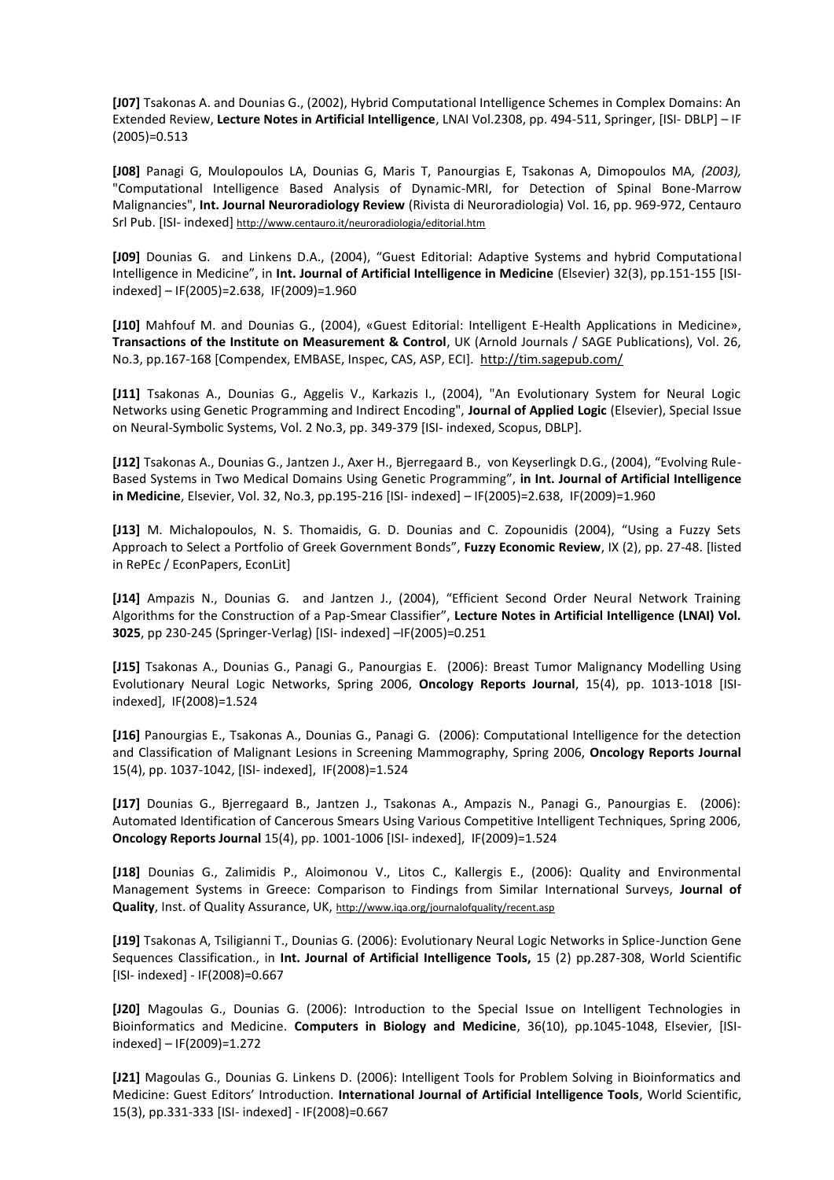**[J07]** Tsakonas A. and Dounias G., (2002), Hybrid Computational Intelligence Schemes in Complex Domains: An Extended Review, **Lecture Notes in Artificial Intelligence**, LNAI Vol.2308, pp. 494-511, Springer, [ISI- DBLP] – IF (2005)=0.513

**[J08]** Panagi G, Moulopoulos LA, Dounias G, Maris T, Panourgias E, Tsakonas A, Dimopoulos MA*, (2003),* "Computational Intelligence Based Analysis of Dynamic-MRI, for Detection of Spinal Bone-Marrow Malignancies", **Int. Journal Neuroradiology Review** (Rivista di Neuroradiologia) Vol. 16, pp. 969-972, Centauro Srl Pub. [ISI- indexed] http://www.centauro.it/neuroradiologia/editorial.htm

**[J09]** Dounias G. and Linkens D.A., (2004), "Guest Editorial: Adaptive Systems and hybrid Computational Intelligence in Medicine", in **Int. Journal of Artificial Intelligence in Medicine** (Elsevier) 32(3), pp.151-155 [ISI-indexed] – IF(2005)=2.638, IF(2009)=1.960

**[J10]** Mahfouf M. and Dounias G., (2004), «Guest Editorial: Intelligent E-Health Applications in Medicine», **Transactions of the Institute on Measurement & Control**, UK (Arnold Journals / SAGE Publications), Vol. 26, No.3, pp.167-168 [Compendex, EMBASE, Inspec, CAS, ASP, ECI]. http://tim.sagepub.com/

**[J11]** Tsakonas A., Dounias G., Aggelis V., Karkazis I., (2004), "An Evolutionary System for Neural Logic Networks using Genetic Programming and Indirect Encoding", **Journal of Applied Logic** (Elsevier), Special Issue on Neural-Symbolic Systems, Vol. 2 No.3, pp. 349-379 [ISI- indexed, Scopus, DBLP].

**[J12]** Tsakonas A., Dounias G., Jantzen J., Axer H., Bjerregaard B., von Keyserlingk D.G., (2004), "Evolving Rule-Based Systems in Two Medical Domains Using Genetic Programming", **in Int. Journal of Artificial Intelligence in Medicine**, Elsevier, Vol. 32, No.3, pp.195-216 [ISI- indexed] – IF(2005)=2.638, IF(2009)=1.960

**[J13]** M. Michalopoulos, N. S. Thomaidis, G. D. Dounias and C. Zopounidis (2004), "Using a Fuzzy Sets Approach to Select a Portfolio of Greek Government Bonds", **Fuzzy Economic Review**, IX (2), pp. 27-48. [listed in RePEc / EconPapers, EconLit]

**[J14]** Ampazis N., Dounias G. and Jantzen J., (2004), "Efficient Second Order Neural Network Training Algorithms for the Construction of a Pap-Smear Classifier", **Lecture Notes in Artificial Intelligence (LNAI) Vol. 3025**, pp 230-245 (Springer-Verlag) [ISI- indexed] –IF(2005)=0.251

**[J15]** Tsakonas A., Dounias G., Panagi G., Panourgias E. (2006): Breast Tumor Malignancy Modelling Using Evolutionary Neural Logic Networks, Spring 2006, **Oncology Reports Journal**, 15(4), pp. 1013-1018 [ISI-indexed], IF(2008)=1.524

**[J16]** Panourgias E., Tsakonas A., Dounias G., Panagi G. (2006): Computational Intelligence for the detection and Classification of Malignant Lesions in Screening Mammography, Spring 2006, **Oncology Reports Journal** 15(4), pp. 1037-1042, [ISI- indexed], IF(2008)=1.524

**[J17]** Dounias G., Bjerregaard B., Jantzen J., Tsakonas A., Ampazis N., Panagi G., Panourgias E. (2006): Automated Identification of Cancerous Smears Using Various Competitive Intelligent Techniques, Spring 2006, **Oncology Reports Journal** 15(4), pp. 1001-1006 [ISI- indexed], IF(2009)=1.524

**[J18]** Dounias G., Zalimidis P., Aloimonou V., Litos C., Kallergis E., (2006): Quality and Environmental Management Systems in Greece: Comparison to Findings from Similar International Surveys, **Journal of Quality**, Inst. of Quality Assurance, UK, http://www.iqa.org/journalofquality/recent.asp

**[J19]** Tsakonas A, Tsiligianni T., Dounias G. (2006): Evolutionary Neural Logic Networks in Splice-Junction Gene Sequences Classification., in **Int. Journal of Artificial Intelligence Tools,** 15 (2) pp.287-308, World Scientific [ISI- indexed] - IF(2008)=0.667

**[J20]** Magoulas G., Dounias G. (2006): Introduction to the Special Issue on Intelligent Technologies in Bioinformatics and Medicine. **Computers in Biology and Medicine**, 36(10), pp.1045-1048, Elsevier, [ISI-indexed] – IF(2009)=1.272

**[J21]** Magoulas G., Dounias G. Linkens D. (2006): Intelligent Tools for Problem Solving in Bioinformatics and Medicine: Guest Editors' Introduction. **International Journal of Artificial Intelligence Tools**, World Scientific, 15(3), pp.331-333 [ISI- indexed] - IF(2008)=0.667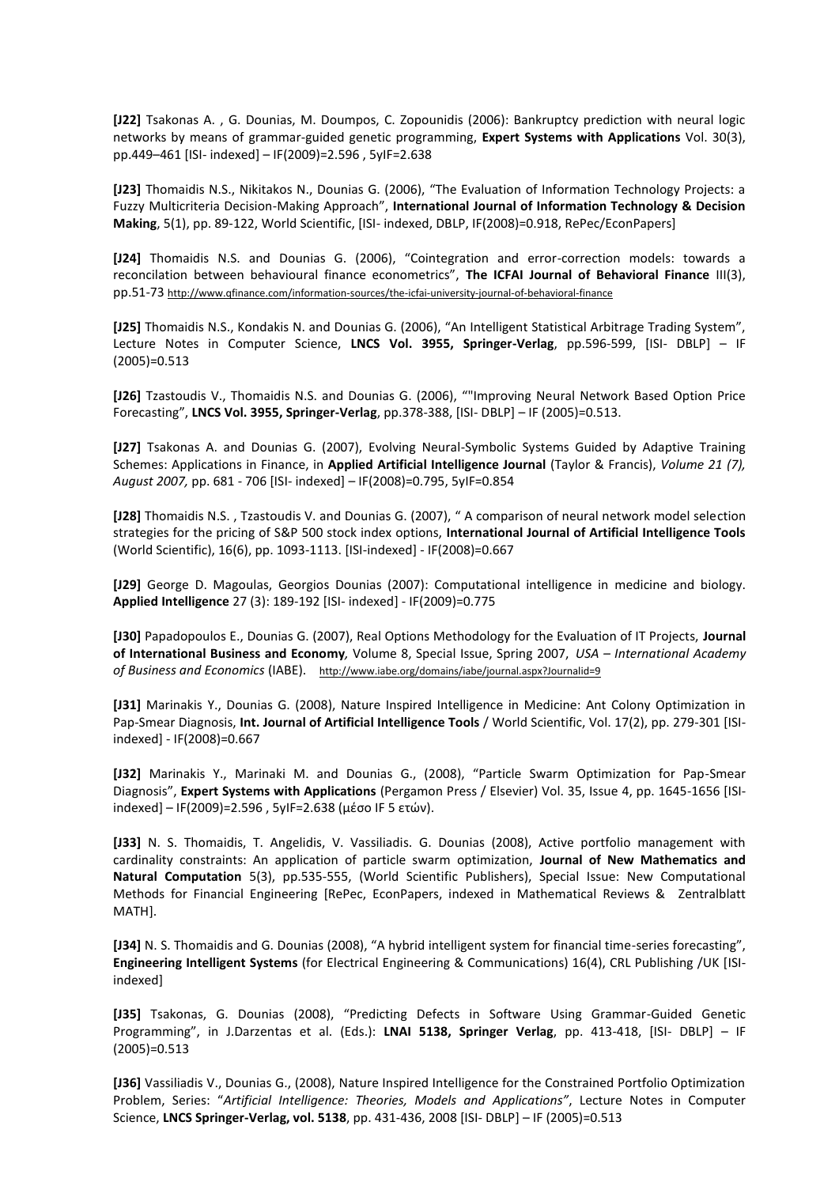**[J22]** Tsakonas A. , G. Dounias, M. Doumpos, C. Zopounidis (2006): Bankruptcy prediction with neural logic networks by means of grammar-guided genetic programming, **Expert Systems with Applications** Vol. 30(3), pp.449–461 [ISI- indexed] – IF(2009)=2.596 , 5yIF=2.638

**[J23]** Thomaidis N.S., Nikitakos N., Dounias G. (2006), "The Evaluation of Information Technology Projects: a Fuzzy Multicriteria Decision-Making Approach", **International Journal of Information Technology & Decision Making**, 5(1), pp. 89-122, World Scientific, [ISI- indexed, DBLP, IF(2008)=0.918, RePec/EconPapers]

**[J24]** Thomaidis N.S. and Dounias G. (2006), "Cointegration and error-correction models: towards a reconcilation between behavioural finance econometrics", **The ICFAI Journal of Behavioral Finance** III(3), pp.51-73 http://www.qfinance.com/information-sources/the-icfai-university-journal-of-behavioral-finance

**[J25]** Thomaidis N.S., Kondakis N. and Dounias G. (2006), "An Intelligent Statistical Arbitrage Trading System", Lecture Notes in Computer Science, **LNCS Vol. 3955, Springer-Verlag**, pp.596-599, [ISI- DBLP] – IF (2005)=0.513

**[J26]** Tzastoudis V., Thomaidis N.S. and Dounias G. (2006), ""Improving Neural Network Based Option Price Forecasting", **LNCS Vol. 3955, Springer-Verlag**, pp.378-388, [ISI- DBLP] – IF (2005)=0.513.

**[J27]** Tsakonas A. and Dounias G. (2007), Evolving Neural-Symbolic Systems Guided by Adaptive Training Schemes: Applications in Finance, in **Applied Artificial Intelligence Journal** (Taylor & Francis), *Volume 21 (7), August 2007,* pp. 681 - 706 [ISI- indexed] – IF(2008)=0.795, 5yIF=0.854

**[J28]** Thomaidis N.S. , Tzastoudis V. and Dounias G. (2007), " A comparison of neural network model selection strategies for the pricing of S&P 500 stock index options, **International Journal of Artificial Intelligence Tools** (World Scientific), 16(6), pp. 1093-1113. [ISI-indexed] - IF(2008)=0.667

**[J29]** George D. Magoulas, Georgios Dounias (2007): Computational intelligence in medicine and biology. **Applied Intelligence** 27 (3): 189-192 [ISI- indexed] - IF(2009)=0.775

**[J30]** Papadopoulos E., Dounias G. (2007), Real Options Methodology for the Evaluation of IT Projects, **Journal of International Business and Economy***,* Volume 8, Special Issue, Spring 2007, *USA – International Academy of Business and Economics* (IABE). http://www.iabe.org/domains/iabe/journal.aspx?Journalid=9

**[J31]** Marinakis Y., Dounias G. (2008), Nature Inspired Intelligence in Medicine: Ant Colony Optimization in Pap-Smear Diagnosis, **Int. Journal of Artificial Intelligence Tools** / World Scientific, Vol. 17(2), pp. 279-301 [ISI-indexed] - IF(2008)=0.667

**[J32]** Marinakis Y., Marinaki M. and Dounias G., (2008), "Particle Swarm Optimization for Pap-Smear Diagnosis", **Expert Systems with Applications** (Pergamon Press / Elsevier) Vol. 35, Issue 4, pp. 1645-1656 [ISI-indexed] – IF(2009)=2.596 , 5yIF=2.638 (μέσο IF 5 ετών).

**[J33]** N. S. Thomaidis, T. Angelidis, V. Vassiliadis. G. Dounias (2008), Active portfolio management with cardinality constraints: An application of particle swarm optimization, **Journal of New Mathematics and Natural Computation** 5(3), pp.535-555, (World Scientific Publishers), Special Issue: New Computational Methods for Financial Engineering [RePec, EconPapers, indexed in Mathematical Reviews & Zentralblatt MATH].

**[J34]** N. S. Thomaidis and G. Dounias (2008), "A hybrid intelligent system for financial time-series forecasting", **Engineering Intelligent Systems** (for Electrical Engineering & Communications) 16(4), CRL Publishing /UK [ISI-indexed]

**[J35]** Tsakonas, G. Dounias (2008), "Predicting Defects in Software Using Grammar-Guided Genetic Programming", in J.Darzentas et al. (Eds.): **LNAI 5138, Springer Verlag**, pp. 413-418, [ISI- DBLP] – IF (2005)=0.513

**[J36]** Vassiliadis V., Dounias G., (2008), Nature Inspired Intelligence for the Constrained Portfolio Optimization Problem, Series: "*Artificial Intelligence: Theories, Models and Applications"*, Lecture Notes in Computer Science, **LNCS Springer-Verlag, vol. 5138**, pp. 431-436, 2008 [ISI- DBLP] – IF (2005)=0.513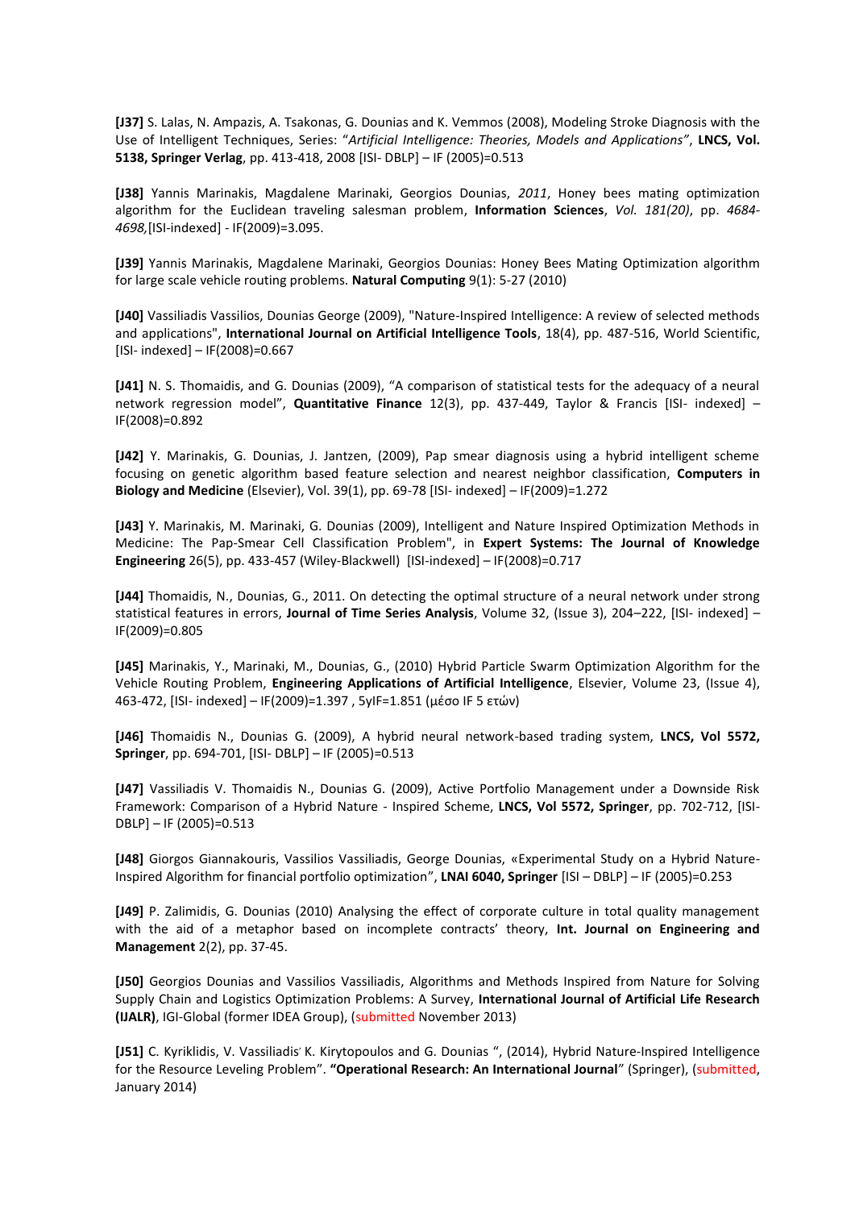**[J37]** S. Lalas, N. Ampazis, A. Tsakonas, G. Dounias and K. Vemmos (2008), Modeling Stroke Diagnosis with the Use of Intelligent Techniques, Series: "*Artificial Intelligence: Theories, Models and Applications*", **LNCS, Vol. 5138, Springer Verlag**, pp. 413-418, 2008 [ISI- DBLP] – IF (2005)=0.513

**[J38]** Yannis Marinakis, Magdalene Marinaki, Georgios Dounias, *2011*, Honey bees mating optimization algorithm for the Euclidean traveling salesman problem, **Information Sciences**, *Vol. 181(20)*, pp. *4684-4698,*[ISI-indexed] - IF(2009)=3.095.

**[J39]** Yannis Marinakis, Magdalene Marinaki, Georgios Dounias: Honey Bees Mating Optimization algorithm for large scale vehicle routing problems. **Natural Computing** 9(1): 5-27 (2010)

**[J40]** Vassiliadis Vassilios, Dounias George (2009), "Nature-Inspired Intelligence: A review of selected methods and applications", **International Journal on Artificial Intelligence Tools**, 18(4), pp. 487-516, World Scientific, [ISI- indexed] – IF(2008)=0.667

**[J41]** N. S. Thomaidis, and G. Dounias (2009), "A comparison of statistical tests for the adequacy of a neural network regression model", **Quantitative Finance** 12(3), pp. 437-449, Taylor & Francis [ISI- indexed] – IF(2008)=0.892

**[J42]** Y. Marinakis, G. Dounias, J. Jantzen, (2009), Pap smear diagnosis using a hybrid intelligent scheme focusing on genetic algorithm based feature selection and nearest neighbor classification, **Computers in Biology and Medicine** (Elsevier), Vol. 39(1), pp. 69-78 [ISI- indexed] – IF(2009)=1.272

**[J43]** Y. Marinakis, M. Marinaki, G. Dounias (2009), Intelligent and Nature Inspired Optimization Methods in Medicine: The Pap-Smear Cell Classification Problem", in **Expert Systems: The Journal of Knowledge Engineering** 26(5), pp. 433-457 (Wiley-Blackwell) [ISI-indexed] – IF(2008)=0.717

**[J44]** Thomaidis, N., Dounias, G., 2011. On detecting the optimal structure of a neural network under strong statistical features in errors, **Journal of Time Series Analysis**, Volume 32, (Issue 3), 204–222, [ISI- indexed] – IF(2009)=0.805

**[J45]** Marinakis, Y., Marinaki, M., Dounias, G., (2010) Hybrid Particle Swarm Optimization Algorithm for the Vehicle Routing Problem, **Engineering Applications of Artificial Intelligence**, Elsevier, Volume 23, (Issue 4), 463-472, [ISI- indexed] – IF(2009)=1.397 , 5yIF=1.851 (μέσο IF 5 ετών)

**[J46]** Thomaidis N., Dounias G. (2009), A hybrid neural network-based trading system, **LNCS, Vol 5572, Springer**, pp. 694-701, [ISI- DBLP] – IF (2005)=0.513

**[J47]** Vassiliadis V. Thomaidis N., Dounias G. (2009), Active Portfolio Management under a Downside Risk Framework: Comparison of a Hybrid Nature - Inspired Scheme, **LNCS, Vol 5572, Springer**, pp. 702-712, [ISI-DBLP] – IF (2005)=0.513

**[J48]** Giorgos Giannakouris, Vassilios Vassiliadis, George Dounias, «Experimental Study on a Hybrid Nature-Inspired Algorithm for financial portfolio optimization", **LNAI 6040, Springer** [ISI – DBLP] – IF (2005)=0.253

**[J49]** P. Zalimidis, G. Dounias (2010) Analysing the effect of corporate culture in total quality management with the aid of a metaphor based on incomplete contracts' theory, **Int. Journal on Engineering and Management** 2(2), pp. 37-45.

**[J50]** Georgios Dounias and Vassilios Vassiliadis, Algorithms and Methods Inspired from Nature for Solving Supply Chain and Logistics Optimization Problems: A Survey, **International Journal of Artificial Life Research (IJALR)**, IGI-Global (former IDEA Group), (submitted November 2013)

**[J51]** C. Kyriklidis, V. Vassiliadis, K. Kirytopoulos and G. Dounias ", (2014), Hybrid Nature-Inspired Intelligence for the Resource Leveling Problem". **"Operational Research: An International Journal"** (Springer), (submitted, January 2014)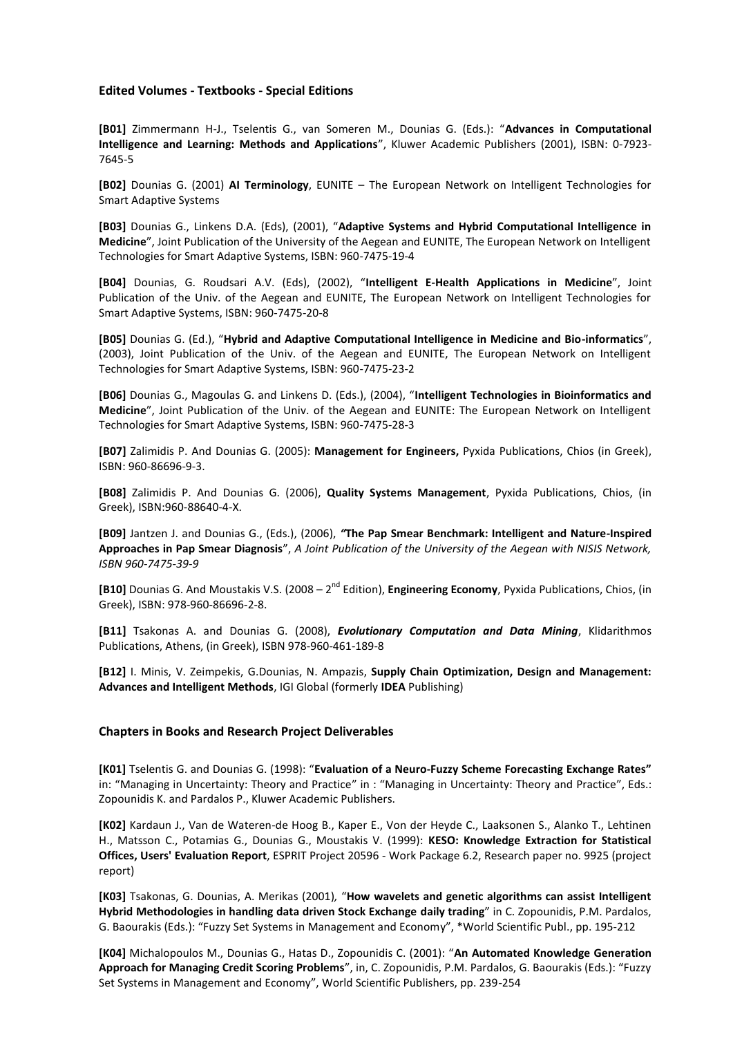### Edited Volumes - Textbooks - Special Editions

**[B01]** Zimmermann H-J., Tselentis G., van Someren M., Dounias G. (Eds.): "**Advances in Computational Intelligence and Learning: Methods and Applications**", Kluwer Academic Publishers (2001), ISBN: 0-7923-7645-5

**[B02]** Dounias G. (2001) **AI Terminology**, EUNITE – The European Network on Intelligent Technologies for Smart Adaptive Systems

**[B03]** Dounias G., Linkens D.A. (Eds), (2001), "**Adaptive Systems and Hybrid Computational Intelligence in Medicine**", Joint Publication of the University of the Aegean and EUNITE, The European Network on Intelligent Technologies for Smart Adaptive Systems, ISBN: 960-7475-19-4

**[B04]** Dounias, G. Roudsari A.V. (Eds), (2002), "**Intelligent E-Health Applications in Medicine**", Joint Publication of the Univ. of the Aegean and EUNITE, The European Network on Intelligent Technologies for Smart Adaptive Systems, ISBN: 960-7475-20-8

**[B05]** Dounias G. (Ed.), "**Hybrid and Adaptive Computational Intelligence in Medicine and Bio-informatics**", (2003), Joint Publication of the Univ. of the Aegean and EUNITE, The European Network on Intelligent Technologies for Smart Adaptive Systems, ISBN: 960-7475-23-2

**[B06]** Dounias G., Magoulas G. and Linkens D. (Eds.), (2004), "**Intelligent Technologies in Bioinformatics and Medicine**", Joint Publication of the Univ. of the Aegean and EUNITE: The European Network on Intelligent Technologies for Smart Adaptive Systems, ISBN: 960-7475-28-3

**[B07]** Zalimidis P. And Dounias G. (2005): **Management for Engineers,** Pyxida Publications, Chios (in Greek), ISBN: 960-86696-9-3.

**[B08]** Zalimidis P. And Dounias G. (2006), **Quality Systems Management**, Pyxida Publications, Chios, (in Greek), ISBN:960-88640-4-X.

**[B09]** Jantzen J. and Dounias G., (Eds.), (2006), ***"*The Pap Smear Benchmark: Intelligent and Nature-Inspired Approaches in Pap Smear Diagnosis**", *A Joint Publication of the University of the Aegean with NISIS Network, ISBN 960-7475-39-9*

**[B10]** Dounias G. And Moustakis V.S. (2008 – 2nd Edition), **Engineering Economy**, Pyxida Publications, Chios, (in Greek), ISBN: 978-960-86696-2-8.

**[B11]** Tsakonas A. and Dounias G. (2008), ***Evolutionary Computation and Data Mining***, Klidarithmos Publications, Athens, (in Greek), ISBN 978-960-461-189-8

**[B12]** I. Minis, V. Zeimpekis, G.Dounias, N. Ampazis, **Supply Chain Optimization, Design and Management: Advances and Intelligent Methods**, IGI Global (formerly **IDEA** Publishing)

### Chapters in Books and Research Project Deliverables

**[K01]** Tselentis G. and Dounias G. (1998): "**Evaluation of a Neuro-Fuzzy Scheme Forecasting Exchange Rates"** in: "Managing in Uncertainty: Theory and Practice" in : "Managing in Uncertainty: Theory and Practice", Eds.: Zopounidis K. and Pardalos P., Kluwer Academic Publishers.

**[K02]** Kardaun J., Van de Wateren-de Hoog B., Kaper E., Von der Heyde C., Laaksonen S., Alanko T., Lehtinen H., Matsson C., Potamias G., Dounias G., Moustakis V. (1999): **KESO: Knowledge Extraction for Statistical Offices, Users' Evaluation Report**, ESPRIT Project 20596 - Work Package 6.2, Research paper no. 9925 (project report)

**[K03]** Tsakonas, G. Dounias, A. Merikas (2001), "**How wavelets and genetic algorithms can assist Intelligent Hybrid Methodologies in handling data driven Stock Exchange daily trading**" in C. Zopounidis, P.M. Pardalos, G. Baourakis (Eds.): "Fuzzy Set Systems in Management and Economy", *World Scientific Publ., pp. 195-212

**[K04]** Michalopoulos M., Dounias G., Hatas D., Zopounidis C. (2001): "**An Automated Knowledge Generation Approach for Managing Credit Scoring Problems**", in, C. Zopounidis, P.M. Pardalos, G. Baourakis (Eds.): "Fuzzy Set Systems in Management and Economy", World Scientific Publishers, pp. 239-254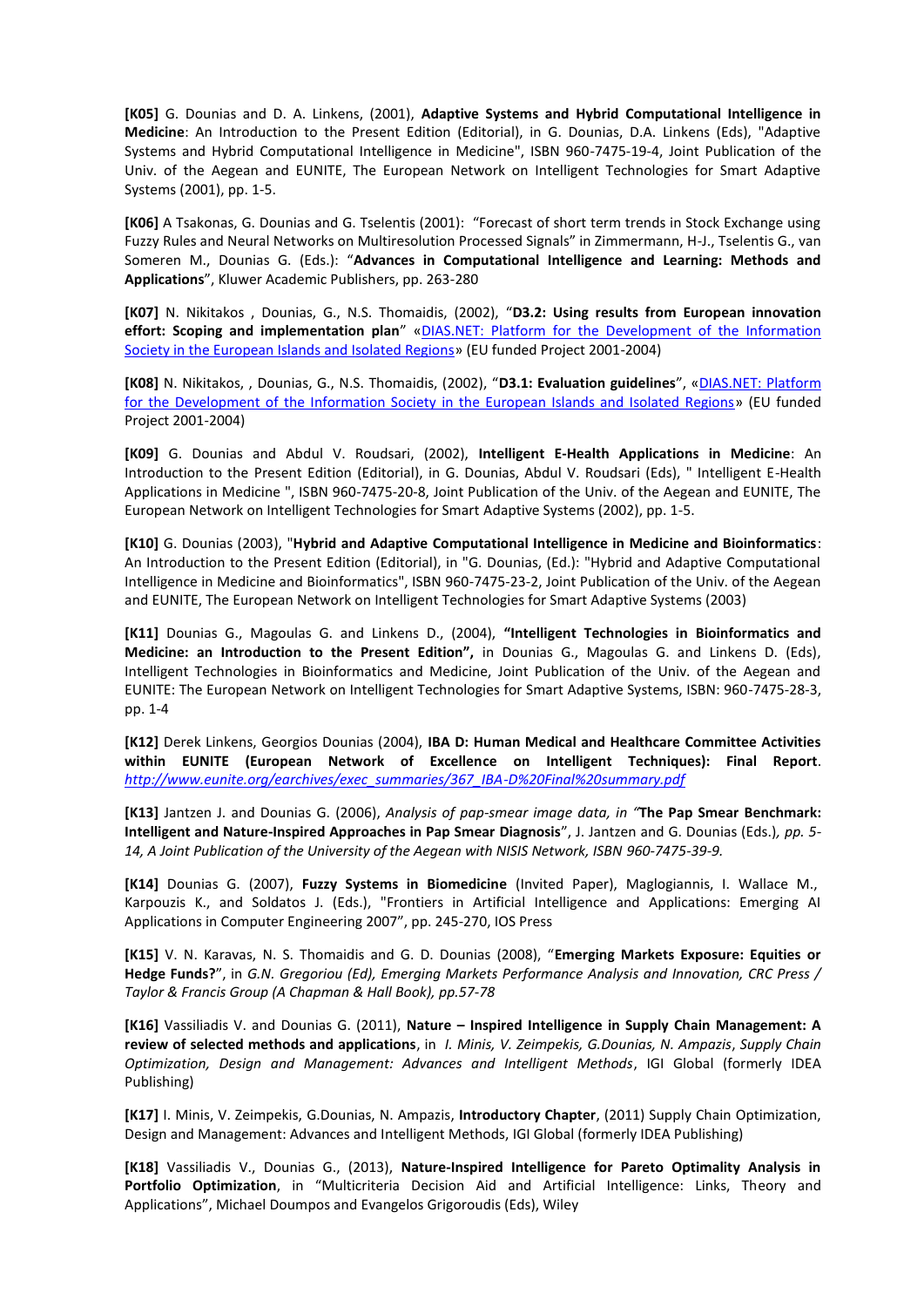**[K05]** G. Dounias and D. A. Linkens, (2001), **Adaptive Systems and Hybrid Computational Intelligence in Medicine**: An Introduction to the Present Edition (Editorial), in G. Dounias, D.A. Linkens (Eds), "Adaptive Systems and Hybrid Computational Intelligence in Medicine", ISBN 960-7475-19-4, Joint Publication of the Univ. of the Aegean and EUNITE, The European Network on Intelligent Technologies for Smart Adaptive Systems (2001), pp. 1-5.

**[K06]** A Tsakonas, G. Dounias and G. Tselentis (2001): "Forecast of short term trends in Stock Exchange using Fuzzy Rules and Neural Networks on Multiresolution Processed Signals" in Zimmermann, H-J., Tselentis G., van Someren M., Dounias G. (Eds.): "**Advances in Computational Intelligence and Learning: Methods and Applications**", Kluwer Academic Publishers, pp. 263-280

**[K07]** N. Nikitakos , Dounias, G., N.S. Thomaidis, (2002), "**D3.2: Using results from European innovation effort: Scoping and implementation plan**" «[DIAS.NET: Platform for the Development of the Information Society in the European Islands and Isolated Regions]()» (EU funded Project 2001-2004)

**[K08]** N. Nikitakos, , Dounias, G., N.S. Thomaidis, (2002), "**D3.1: Evaluation guidelines**", «[DIAS.NET: Platform for the Development of the Information Society in the European Islands and Isolated Regions]()» (EU funded Project 2001-2004)

**[K09]** G. Dounias and Abdul V. Roudsari, (2002), **Intelligent E-Health Applications in Medicine**: An Introduction to the Present Edition (Editorial), in G. Dounias, Abdul V. Roudsari (Eds), " Intelligent E-Health Applications in Medicine ", ISBN 960-7475-20-8, Joint Publication of the Univ. of the Aegean and EUNITE, The European Network on Intelligent Technologies for Smart Adaptive Systems (2002), pp. 1-5.

**[K10]** G. Dounias (2003), "**Hybrid and Adaptive Computational Intelligence in Medicine and Bioinformatics**: An Introduction to the Present Edition (Editorial), in "G. Dounias, (Ed.): "Hybrid and Adaptive Computational Intelligence in Medicine and Bioinformatics", ISBN 960-7475-23-2, Joint Publication of the Univ. of the Aegean and EUNITE, The European Network on Intelligent Technologies for Smart Adaptive Systems (2003)

**[K11]** Dounias G., Magoulas G. and Linkens D., (2004), **"Intelligent Technologies in Bioinformatics and Medicine: an Introduction to the Present Edition",** in Dounias G., Magoulas G. and Linkens D. (Eds), Intelligent Technologies in Bioinformatics and Medicine, Joint Publication of the Univ. of the Aegean and EUNITE: The European Network on Intelligent Technologies for Smart Adaptive Systems, ISBN: 960-7475-28-3, pp. 1-4

**[K12]** Derek Linkens, Georgios Dounias (2004), **IBA D: Human Medical and Healthcare Committee Activities within EUNITE (European Network of Excellence on Intelligent Techniques): Final Report**. *[http://www.eunite.org/earchives/exec_summaries/367_IBA-D%20Final%20summary.pdf](http://www.eunite.org/earchives/exec_summaries/367_IBA-D%20Final%20summary.pdf)*

**[K13]** Jantzen J. and Dounias G. (2006), *Analysis of pap-smear image data, in "***The Pap Smear Benchmark: Intelligent and Nature-Inspired Approaches in Pap Smear Diagnosis**", J. Jantzen and G. Dounias (Eds.)*, pp. 5-14, A Joint Publication of the University of the Aegean with NISIS Network, ISBN 960-7475-39-9.*

**[K14]** Dounias G. (2007), **Fuzzy Systems in Biomedicine** (Invited Paper), Maglogiannis, I. Wallace M., Karpouzis K., and Soldatos J. (Eds.), "Frontiers in Artificial Intelligence and Applications: Emerging AI Applications in Computer Engineering 2007", pp. 245-270, IOS Press

**[K15]** V. N. Karavas, N. S. Thomaidis and G. D. Dounias (2008), "**Emerging Markets Exposure: Equities or Hedge Funds?**", in *G.N. Gregoriou (Ed), Emerging Markets Performance Analysis and Innovation, CRC Press / Taylor & Francis Group (A Chapman & Hall Book), pp.57-78*

**[K16]** Vassiliadis V. and Dounias G. (2011), **Nature – Inspired Intelligence in Supply Chain Management: A review of selected methods and applications**, in *I. Minis, V. Zeimpekis, G.Dounias, N. Ampazis*, *Supply Chain Optimization, Design and Management: Advances and Intelligent Methods*, IGI Global (formerly IDEA Publishing)

**[K17]** I. Minis, V. Zeimpekis, G.Dounias, N. Ampazis, **Introductory Chapter**, (2011) Supply Chain Optimization, Design and Management: Advances and Intelligent Methods, IGI Global (formerly IDEA Publishing)

**[K18]** Vassiliadis V., Dounias G., (2013), **Nature-Inspired Intelligence for Pareto Optimality Analysis in Portfolio Optimization**, in "Multicriteria Decision Aid and Artificial Intelligence: Links, Theory and Applications", Michael Doumpos and Evangelos Grigoroudis (Eds), Wiley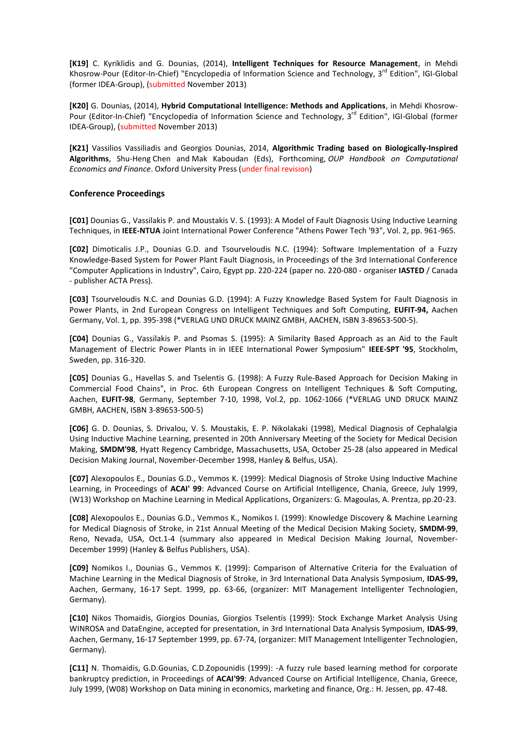**[K19]** C. Kyriklidis and G. Dounias, (2014), **Intelligent Techniques for Resource Management**, in Mehdi Khosrow-Pour (Editor-In-Chief) "Encyclopedia of Information Science and Technology, 3rd Edition", IGI-Global (former IDEA-Group), (submitted November 2013)

**[K20]** G. Dounias, (2014), **Hybrid Computational Intelligence: Methods and Applications**, in Mehdi Khosrow-Pour (Editor-In-Chief) "Encyclopedia of Information Science and Technology, 3rd Edition", IGI-Global (former IDEA-Group), (submitted November 2013)

**[K21]** Vassilios Vassiliadis and Georgios Dounias, 2014, **Algorithmic Trading based on Biologically-Inspired Algorithms**, Shu-Heng Chen and Mak Kaboudan (Eds), Forthcoming, *OUP Handbook on Computational Economics and Finance*. Oxford University Press (under final revision)

### Conference Proceedings

**[C01]** Dounias G., Vassilakis P. and Moustakis V. S. (1993): A Model of Fault Diagnosis Using Inductive Learning Techniques, in **IEEE-NTUA** Joint International Power Conference "Athens Power Tech '93", Vol. 2, pp. 961-965.

**[C02]** Dimoticalis J.P., Dounias G.D. and Tsourveloudis N.C. (1994): Software Implementation of a Fuzzy Knowledge-Based System for Power Plant Fault Diagnosis, in Proceedings of the 3rd International Conference "Computer Applications in Industry", Cairo, Egypt pp. 220-224 (paper no. 220-080 - organiser **IASTED** / Canada - publisher ACTA Press).

**[C03]** Tsourveloudis N.C. and Dounias G.D. (1994): A Fuzzy Knowledge Based System for Fault Diagnosis in Power Plants, in 2nd European Congress on Intelligent Techniques and Soft Computing, **EUFIT-94,** Aachen Germany, Vol. 1, pp. 395-398 (*VERLAG UND DRUCK MAINZ GMBH, AACHEN, ISBN 3-89653-500-5).

**[C04]** Dounias G., Vassilakis P. and Psomas S. (1995): A Similarity Based Approach as an Aid to the Fault Management of Electric Power Plants in in IEEE International Power Symposium" **IEEE-SPT '95**, Stockholm, Sweden, pp. 316-320.

**[C05]** Dounias G., Havellas S. and Tselentis G. (1998): A Fuzzy Rule-Based Approach for Decision Making in Commercial Food Chains", in Proc. 6th European Congress on Intelligent Techniques & Soft Computing, Aachen, **EUFIT-98**, Germany, September 7-10, 1998, Vol.2, pp. 1062-1066 (*VERLAG UND DRUCK MAINZ GMBH, AACHEN, ISBN 3-89653-500-5)

**[C06]** G. D. Dounias, S. Drivalou, V. S. Moustakis, E. P. Nikolakaki (1998), Medical Diagnosis of Cephalalgia Using Inductive Machine Learning, presented in 20th Anniversary Meeting of the Society for Medical Decision Making, **SMDM'98**, Hyatt Regency Cambridge, Massachusetts, USA, October 25-28 (also appeared in Medical Decision Making Journal, November-December 1998, Hanley & Belfus, USA).

**[C07]** Alexopoulos E., Dounias G.D., Vemmos K. (1999): Medical Diagnosis of Stroke Using Inductive Machine Learning, in Proceedings of **ACAI' 99**: Advanced Course on Artificial Intelligence, Chania, Greece, July 1999, (W13) Workshop on Machine Learning in Medical Applications, Organizers: G. Magoulas, A. Prentza, pp.20-23.

**[C08]** Alexopoulos E., Dounias G.D., Vemmos K., Nomikos I. (1999): Knowledge Discovery & Machine Learning for Medical Diagnosis of Stroke, in 21st Annual Meeting of the Medical Decision Making Society, **SMDM-99**, Reno, Nevada, USA, Oct.1-4 (summary also appeared in Medical Decision Making Journal, November-December 1999) (Hanley & Belfus Publishers, USA).

**[C09]** Nomikos I., Dounias G., Vemmos K. (1999): Comparison of Alternative Criteria for the Evaluation of Machine Learning in the Medical Diagnosis of Stroke, in 3rd International Data Analysis Symposium, **IDAS-99,** Aachen, Germany, 16-17 Sept. 1999, pp. 63-66, (organizer: MIT Management Intelligenter Technologien, Germany).

**[C10]** Nikos Thomaidis, Giorgios Dounias, Giorgios Tselentis (1999): Stock Exchange Market Analysis Using WINROSA and DataEngine, accepted for presentation, in 3rd International Data Analysis Symposium, **IDAS-99**, Aachen, Germany, 16-17 September 1999, pp. 67-74, (organizer: MIT Management Intelligenter Technologien, Germany).

**[C11]** N. Thomaidis, G.D.Gounias, C.D.Zopounidis (1999): -A fuzzy rule based learning method for corporate bankruptcy prediction, in Proceedings of **ACAI'99**: Advanced Course on Artificial Intelligence, Chania, Greece, July 1999, (W08) Workshop on Data mining in economics, marketing and finance, Org.: H. Jessen, pp. 47-48.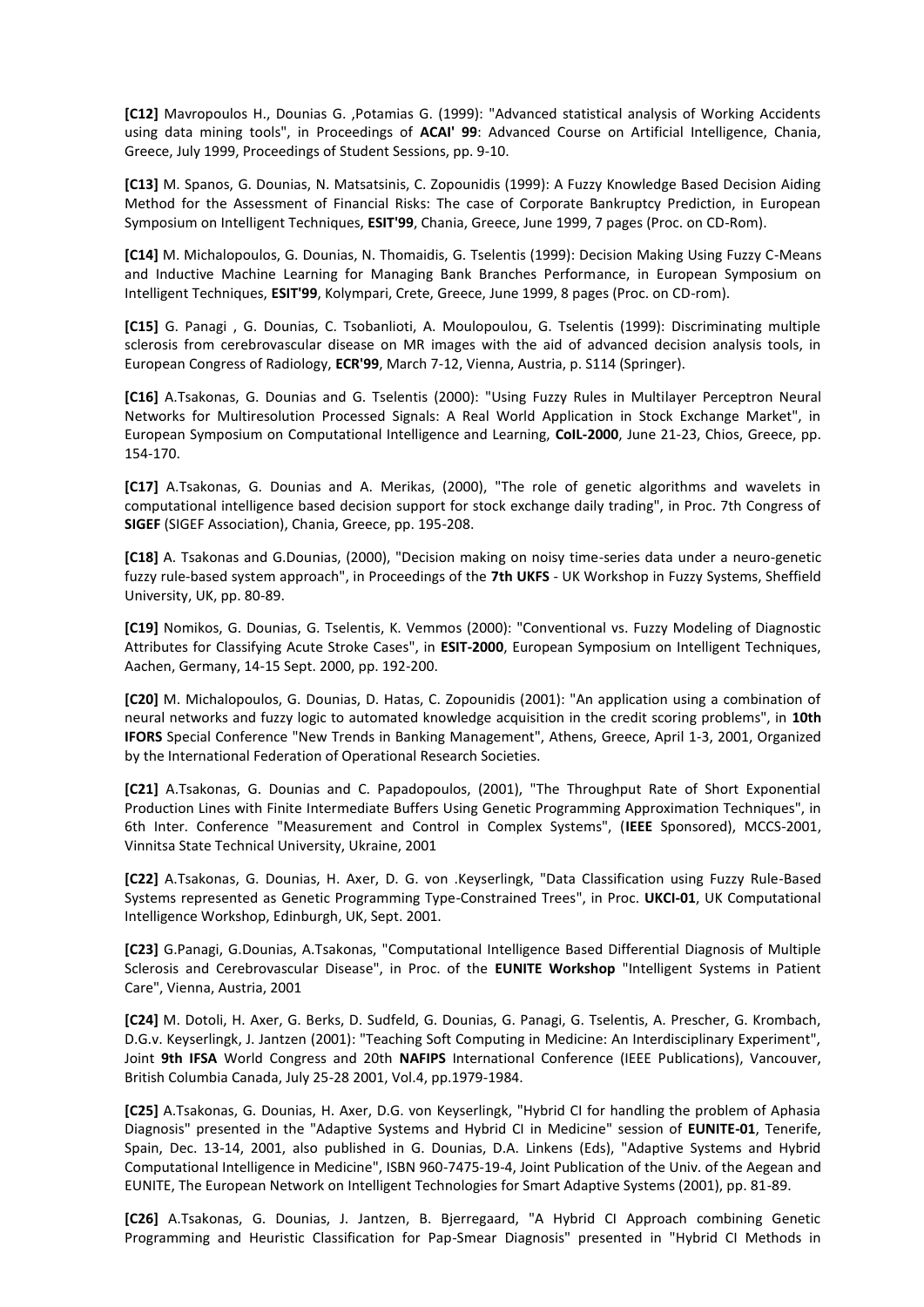**[C12]** Mavropoulos H., Dounias G. ,Potamias G. (1999): "Advanced statistical analysis of Working Accidents using data mining tools", in Proceedings of **ACAI' 99**: Advanced Course on Artificial Intelligence, Chania, Greece, July 1999, Proceedings of Student Sessions, pp. 9-10.

**[C13]** M. Spanos, G. Dounias, N. Matsatsinis, C. Zopounidis (1999): A Fuzzy Knowledge Based Decision Aiding Method for the Assessment of Financial Risks: The case of Corporate Bankruptcy Prediction, in European Symposium on Intelligent Techniques, **ESIT'99**, Chania, Greece, June 1999, 7 pages (Proc. on CD-Rom).

**[C14]** M. Michalopoulos, G. Dounias, N. Thomaidis, G. Tselentis (1999): Decision Making Using Fuzzy C-Means and Inductive Machine Learning for Managing Bank Branches Performance, in European Symposium on Intelligent Techniques, **ESIT'99**, Kolympari, Crete, Greece, June 1999, 8 pages (Proc. on CD-rom).

**[C15]** G. Panagi , G. Dounias, C. Tsobanlioti, A. Moulopoulou, G. Tselentis (1999): Discriminating multiple sclerosis from cerebrovascular disease on MR images with the aid of advanced decision analysis tools, in European Congress of Radiology, **ECR'99**, March 7-12, Vienna, Austria, p. S114 (Springer).

**[C16]** A.Tsakonas, G. Dounias and G. Tselentis (2000): "Using Fuzzy Rules in Multilayer Perceptron Neural Networks for Multiresolution Processed Signals: A Real World Application in Stock Exchange Market", in European Symposium on Computational Intelligence and Learning, **CoIL-2000**, June 21-23, Chios, Greece, pp. 154-170.

**[C17]** A.Tsakonas, G. Dounias and A. Merikas, (2000), "The role of genetic algorithms and wavelets in computational intelligence based decision support for stock exchange daily trading", in Proc. 7th Congress of **SIGEF** (SIGEF Association), Chania, Greece, pp. 195-208.

**[C18]** A. Tsakonas and G.Dounias, (2000), "Decision making on noisy time-series data under a neuro-genetic fuzzy rule-based system approach", in Proceedings of the **7th UKFS** - UK Workshop in Fuzzy Systems, Sheffield University, UK, pp. 80-89.

**[C19]** Nomikos, G. Dounias, G. Tselentis, K. Vemmos (2000): "Conventional vs. Fuzzy Modeling of Diagnostic Attributes for Classifying Acute Stroke Cases", in **ESIT-2000**, European Symposium on Intelligent Techniques, Aachen, Germany, 14-15 Sept. 2000, pp. 192-200.

**[C20]** M. Michalopoulos, G. Dounias, D. Hatas, C. Zopounidis (2001): "An application using a combination of neural networks and fuzzy logic to automated knowledge acquisition in the credit scoring problems", in **10th IFORS** Special Conference "New Trends in Banking Management", Athens, Greece, April 1-3, 2001, Organized by the International Federation of Operational Research Societies.

**[C21]** A.Tsakonas, G. Dounias and C. Papadopoulos, (2001), "The Throughput Rate of Short Exponential Production Lines with Finite Intermediate Buffers Using Genetic Programming Approximation Techniques", in 6th Inter. Conference "Measurement and Control in Complex Systems", (**IEEE** Sponsored), MCCS-2001, Vinnitsa State Technical University, Ukraine, 2001

**[C22]** A.Tsakonas, G. Dounias, H. Axer, D. G. von .Keyserlingk, "Data Classification using Fuzzy Rule-Based Systems represented as Genetic Programming Type-Constrained Trees", in Proc. **UKCI-01**, UK Computational Intelligence Workshop, Edinburgh, UK, Sept. 2001.

**[C23]** G.Panagi, G.Dounias, A.Tsakonas, "Computational Intelligence Based Differential Diagnosis of Multiple Sclerosis and Cerebrovascular Disease", in Proc. of the **EUNITE Workshop** "Intelligent Systems in Patient Care", Vienna, Austria, 2001

**[C24]** M. Dotoli, H. Axer, G. Berks, D. Sudfeld, G. Dounias, G. Panagi, G. Tselentis, A. Prescher, G. Krombach, D.G.v. Keyserlingk, J. Jantzen (2001): "Teaching Soft Computing in Medicine: An Interdisciplinary Experiment", Joint **9th IFSA** World Congress and 20th **NAFIPS** International Conference (IEEE Publications), Vancouver, British Columbia Canada, July 25-28 2001, Vol.4, pp.1979-1984.

**[C25]** A.Tsakonas, G. Dounias, H. Axer, D.G. von Keyserlingk, "Hybrid CI for handling the problem of Aphasia Diagnosis" presented in the "Adaptive Systems and Hybrid CI in Medicine" session of **EUNITE-01**, Tenerife, Spain, Dec. 13-14, 2001, also published in G. Dounias, D.A. Linkens (Eds), "Adaptive Systems and Hybrid Computational Intelligence in Medicine", ISBN 960-7475-19-4, Joint Publication of the Univ. of the Aegean and EUNITE, The European Network on Intelligent Technologies for Smart Adaptive Systems (2001), pp. 81-89.

**[C26]** A.Tsakonas, G. Dounias, J. Jantzen, B. Bjerregaard, "A Hybrid CI Approach combining Genetic Programming and Heuristic Classification for Pap-Smear Diagnosis" presented in "Hybrid CI Methods in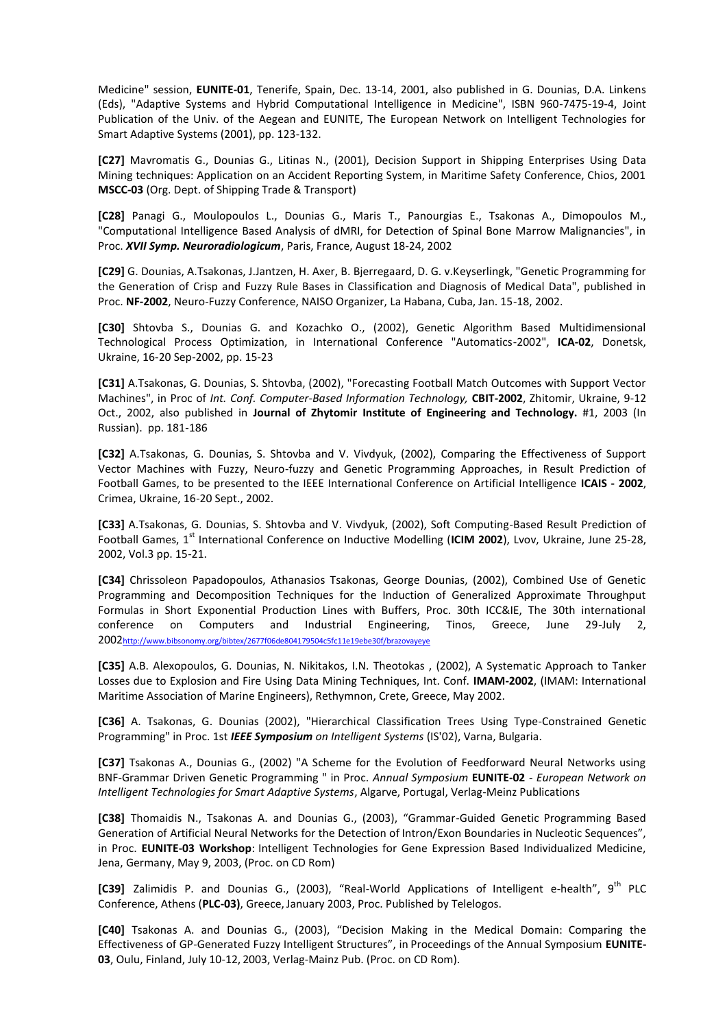Medicine" session, **EUNITE-01**, Tenerife, Spain, Dec. 13-14, 2001, also published in G. Dounias, D.A. Linkens (Eds), "Adaptive Systems and Hybrid Computational Intelligence in Medicine", ISBN 960-7475-19-4, Joint Publication of the Univ. of the Aegean and EUNITE, The European Network on Intelligent Technologies for Smart Adaptive Systems (2001), pp. 123-132.

**[C27]** Mavromatis G., Dounias G., Litinas N., (2001), Decision Support in Shipping Enterprises Using Data Mining techniques: Application on an Accident Reporting System, in Maritime Safety Conference, Chios, 2001 **MSCC-03** (Org. Dept. of Shipping Trade & Transport)

**[C28]** Panagi G., Moulopoulos L., Dounias G., Maris T., Panourgias E., Tsakonas A., Dimopoulos M., "Computational Intelligence Based Analysis of dMRI, for Detection of Spinal Bone Marrow Malignancies", in Proc. ***XVII Symp. Neuroradiologicum***, Paris, France, August 18-24, 2002

**[C29]** G. Dounias, A.Tsakonas, J.Jantzen, H. Axer, B. Bjerregaard, D. G. v.Keyserlingk, "Genetic Programming for the Generation of Crisp and Fuzzy Rule Bases in Classification and Diagnosis of Medical Data", published in Proc. **NF-2002**, Neuro-Fuzzy Conference, NAISO Organizer, La Habana, Cuba, Jan. 15-18, 2002.

**[C30]** Shtovba S., Dounias G. and Kozachko O., (2002), Genetic Algorithm Based Multidimensional Technological Process Optimization, in International Conference "Automatics-2002", **ICA-02**, Donetsk, Ukraine, 16-20 Sep-2002, pp. 15-23

**[C31]** A.Tsakonas, G. Dounias, S. Shtovba, (2002), "Forecasting Football Match Outcomes with Support Vector Machines", in Proc of *Int. Conf. Computer-Based Information Technology,* **CBIT-2002**, Zhitomir, Ukraine, 9-12 Oct., 2002, also published in **Journal of Zhytomir Institute of Engineering and Technology.** #1, 2003 (In Russian). pp. 181-186

**[C32]** A.Tsakonas, G. Dounias, S. Shtovba and V. Vivdyuk, (2002), Comparing the Effectiveness of Support Vector Machines with Fuzzy, Neuro-fuzzy and Genetic Programming Approaches, in Result Prediction of Football Games, to be presented to the IEEE International Conference on Artificial Intelligence **ICAIS - 2002**, Crimea, Ukraine, 16-20 Sept., 2002.

**[C33]** A.Tsakonas, G. Dounias, S. Shtovba and V. Vivdyuk, (2002), Soft Computing-Based Result Prediction of Football Games, 1st International Conference on Inductive Modelling (**ICIM 2002**), Lvov, Ukraine, June 25-28, 2002, Vol.3 pp. 15-21.

**[C34]** Chrissoleon Papadopoulos, Athanasios Tsakonas, George Dounias, (2002), Combined Use of Genetic Programming and Decomposition Techniques for the Induction of Generalized Approximate Throughput Formulas in Short Exponential Production Lines with Buffers, Proc. 30th ICC&IE, The 30th international conference on Computers and Industrial Engineering, Tinos, Greece, June 29-July 2, 2002http://www.bibsonomy.org/bibtex/2677f06de804179504c5fc11e19ebe30f/brazovayeye

**[C35]** A.B. Alexopoulos, G. Dounias, N. Nikitakos, I.N. Theotokas , (2002), A Systematic Approach to Tanker Losses due to Explosion and Fire Using Data Mining Techniques, Int. Conf. **IMAM-2002**, (IMAM: International Maritime Association of Marine Engineers), Rethymnon, Crete, Greece, May 2002.

**[C36]** A. Tsakonas, G. Dounias (2002), "Hierarchical Classification Trees Using Type-Constrained Genetic Programming" in Proc. 1st ***IEEE Symposium*** *on Intelligent Systems* (IS'02), Varna, Bulgaria.

**[C37]** Tsakonas A., Dounias G., (2002) "A Scheme for the Evolution of Feedforward Neural Networks using BNF-Grammar Driven Genetic Programming " in Proc. *Annual Symposium* **EUNITE-02** - *European Network on Intelligent Technologies for Smart Adaptive Systems*, Algarve, Portugal, Verlag-Meinz Publications

**[C38]** Thomaidis N., Tsakonas A. and Dounias G., (2003), "Grammar-Guided Genetic Programming Based Generation of Artificial Neural Networks for the Detection of Intron/Exon Boundaries in Nucleotic Sequences", in Proc. **EUNITE-03 Workshop**: Intelligent Technologies for Gene Expression Based Individualized Medicine, Jena, Germany, May 9, 2003, (Proc. on CD Rom)

**[C39]** Zalimidis P. and Dounias G., (2003), "Real-World Applications of Intelligent e-health", 9th PLC Conference, Athens (**PLC-03)**, Greece, January 2003, Proc. Published by Telelogos.

**[C40]** Tsakonas A. and Dounias G., (2003), "Decision Making in the Medical Domain: Comparing the Effectiveness of GP-Generated Fuzzy Intelligent Structures", in Proceedings of the Annual Symposium **EUNITE-03**, Oulu, Finland, July 10-12, 2003, Verlag-Mainz Pub. (Proc. on CD Rom).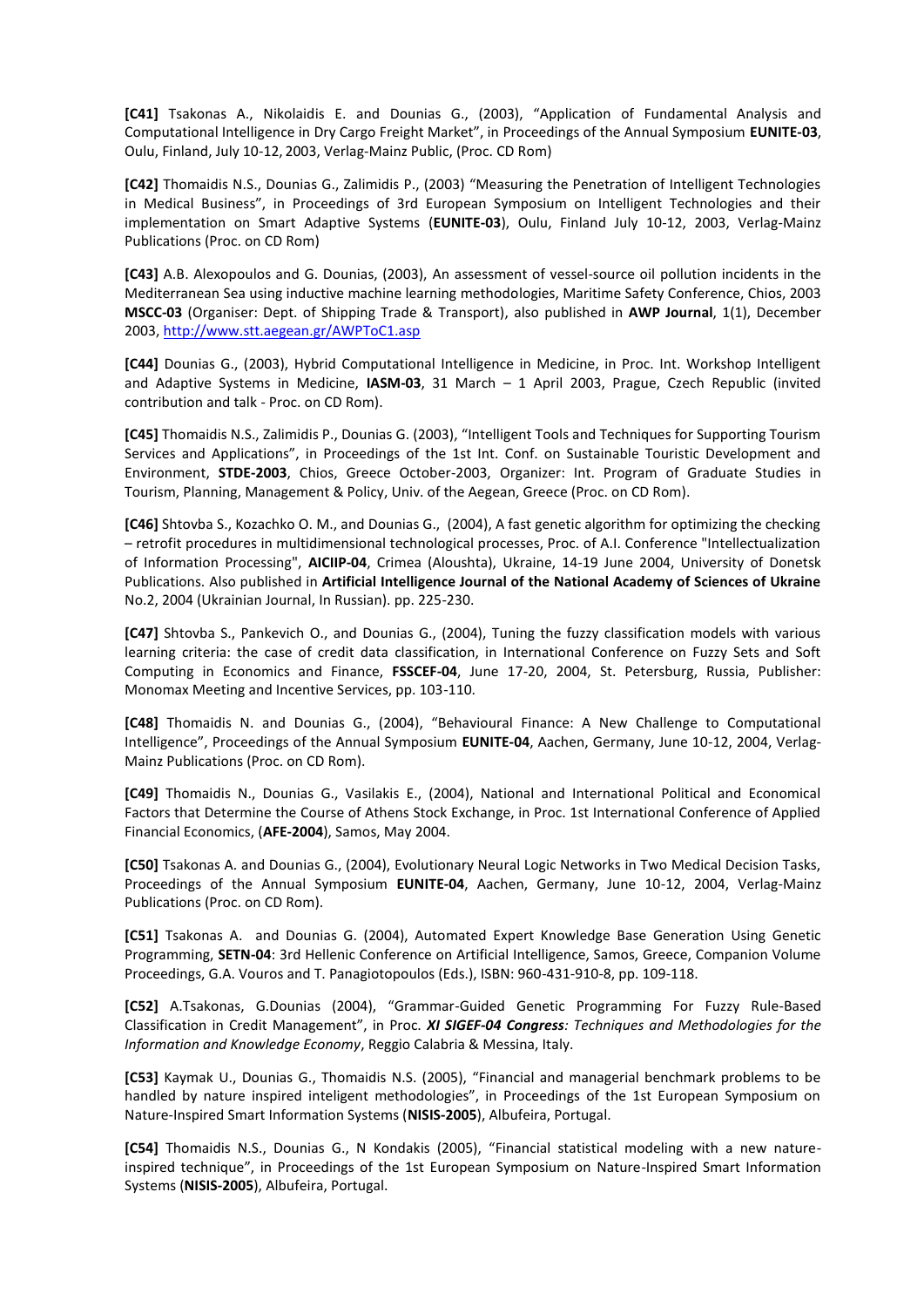**[C41]** Tsakonas A., Nikolaidis E. and Dounias G., (2003), "Application of Fundamental Analysis and Computational Intelligence in Dry Cargo Freight Market", in Proceedings of the Annual Symposium **EUNITE-03**, Oulu, Finland, July 10-12, 2003, Verlag-Mainz Public, (Proc. CD Rom)

**[C42]** Thomaidis N.S., Dounias G., Zalimidis P., (2003) "Measuring the Penetration of Intelligent Technologies in Medical Business", in Proceedings of 3rd European Symposium on Intelligent Technologies and their implementation on Smart Adaptive Systems (**EUNITE-03**), Oulu, Finland July 10-12, 2003, Verlag-Mainz Publications (Proc. on CD Rom)

**[C43]** A.B. Alexopoulos and G. Dounias, (2003), An assessment of vessel-source oil pollution incidents in the Mediterranean Sea using inductive machine learning methodologies, Maritime Safety Conference, Chios, 2003 **MSCC-03** (Organiser: Dept. of Shipping Trade & Transport), also published in **AWP Journal**, 1(1), December 2003, http://www.stt.aegean.gr/AWPToC1.asp

**[C44]** Dounias G., (2003), Hybrid Computational Intelligence in Medicine, in Proc. Int. Workshop Intelligent and Adaptive Systems in Medicine, **IASM-03**, 31 March – 1 April 2003, Prague, Czech Republic (invited contribution and talk - Proc. on CD Rom).

**[C45]** Thomaidis N.S., Zalimidis P., Dounias G. (2003), "Intelligent Tools and Techniques for Supporting Tourism Services and Applications", in Proceedings of the 1st Int. Conf. on Sustainable Touristic Development and Environment, **STDE-2003**, Chios, Greece October-2003, Organizer: Int. Program of Graduate Studies in Tourism, Planning, Management & Policy, Univ. of the Aegean, Greece (Proc. on CD Rom).

**[C46]** Shtovba S., Kozachko O. M., and Dounias G., (2004), A fast genetic algorithm for optimizing the checking – retrofit procedures in multidimensional technological processes, Proc. of A.I. Conference "Intellectualization of Information Processing", **AICIIP-04**, Crimea (Aloushta), Ukraine, 14-19 June 2004, University of Donetsk Publications. Also published in **Artificial Intelligence Journal of the National Academy of Sciences of Ukraine** No.2, 2004 (Ukrainian Journal, In Russian). pp. 225-230.

**[C47]** Shtovba S., Pankevich O., and Dounias G., (2004), Tuning the fuzzy classification models with various learning criteria: the case of credit data classification, in International Conference on Fuzzy Sets and Soft Computing in Economics and Finance, **FSSCEF-04**, June 17-20, 2004, St. Petersburg, Russia, Publisher: Monomax Meeting and Incentive Services, pp. 103-110.

**[C48]** Thomaidis N. and Dounias G., (2004), "Behavioural Finance: A New Challenge to Computational Intelligence", Proceedings of the Annual Symposium **EUNITE-04**, Aachen, Germany, June 10-12, 2004, Verlag-Mainz Publications (Proc. on CD Rom).

**[C49]** Thomaidis N., Dounias G., Vasilakis E., (2004), National and International Political and Economical Factors that Determine the Course of Athens Stock Exchange, in Proc. 1st International Conference of Applied Financial Economics, (**AFE-2004**), Samos, May 2004.

**[C50]** Tsakonas A. and Dounias G., (2004), Evolutionary Neural Logic Networks in Two Medical Decision Tasks, Proceedings of the Annual Symposium **EUNITE-04**, Aachen, Germany, June 10-12, 2004, Verlag-Mainz Publications (Proc. on CD Rom).

**[C51]** Tsakonas A. and Dounias G. (2004), Automated Expert Knowledge Base Generation Using Genetic Programming, **SETN-04**: 3rd Hellenic Conference on Artificial Intelligence, Samos, Greece, Companion Volume Proceedings, G.A. Vouros and T. Panagiotopoulos (Eds.), ISBN: 960-431-910-8, pp. 109-118.

**[C52]** A.Tsakonas, G.Dounias (2004), "Grammar-Guided Genetic Programming For Fuzzy Rule-Based Classification in Credit Management", in Proc. ***XI SIGEF-04 Congress****: Techniques and Methodologies for the Information and Knowledge Economy*, Reggio Calabria & Messina, Italy.

**[C53]** Kaymak U., Dounias G., Thomaidis N.S. (2005), "Financial and managerial benchmark problems to be handled by nature inspired inteligent methodologies", in Proceedings of the 1st European Symposium on Nature-Inspired Smart Information Systems (**NISIS-2005**), Albufeira, Portugal.

**[C54]** Thomaidis N.S., Dounias G., N Kondakis (2005), "Financial statistical modeling with a new nature-inspired technique", in Proceedings of the 1st European Symposium on Nature-Inspired Smart Information Systems (**NISIS-2005**), Albufeira, Portugal.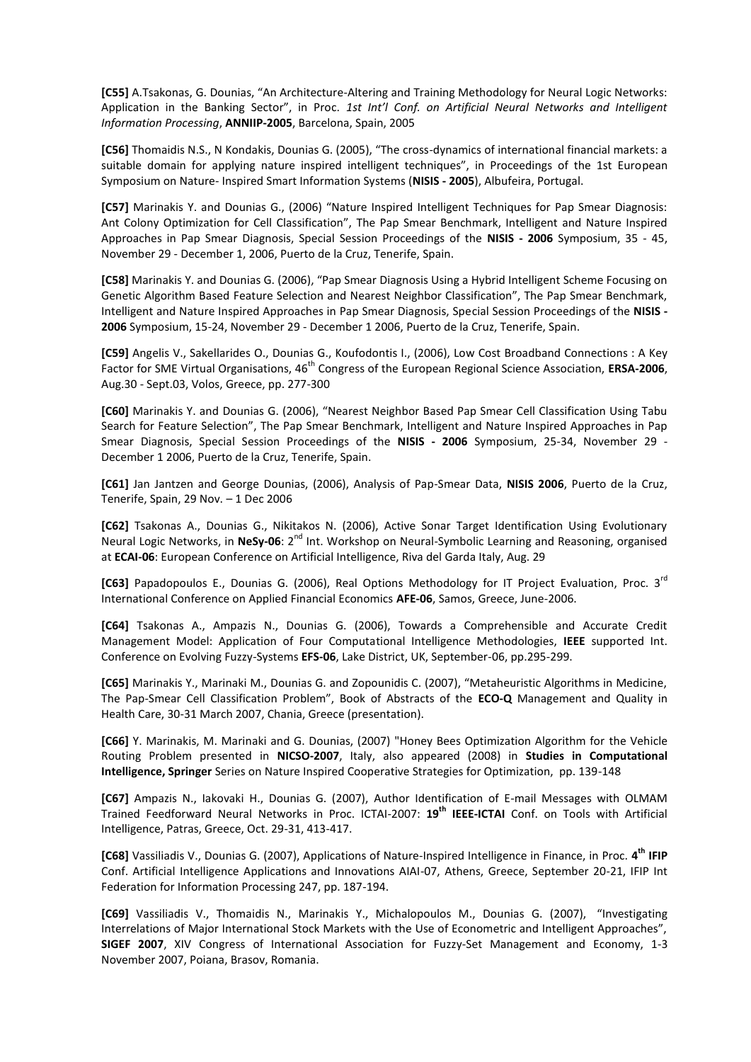**[C55]** A.Tsakonas, G. Dounias, "An Architecture-Altering and Training Methodology for Neural Logic Networks: Application in the Banking Sector", in Proc. *1st Int'l Conf. on Artificial Neural Networks and Intelligent Information Processing*, **ANNIIP-2005**, Barcelona, Spain, 2005

**[C56]** Thomaidis N.S., N Kondakis, Dounias G. (2005), "The cross-dynamics of international financial markets: a suitable domain for applying nature inspired intelligent techniques", in Proceedings of the 1st European Symposium on Nature- Inspired Smart Information Systems (**NISIS - 2005**), Albufeira, Portugal.

**[C57]** Marinakis Y. and Dounias G., (2006) "Nature Inspired Intelligent Techniques for Pap Smear Diagnosis: Ant Colony Optimization for Cell Classification", The Pap Smear Benchmark, Intelligent and Nature Inspired Approaches in Pap Smear Diagnosis, Special Session Proceedings of the **NISIS - 2006** Symposium, 35 - 45, November 29 - December 1, 2006, Puerto de la Cruz, Tenerife, Spain.

**[C58]** Marinakis Y. and Dounias G. (2006), "Pap Smear Diagnosis Using a Hybrid Intelligent Scheme Focusing on Genetic Algorithm Based Feature Selection and Nearest Neighbor Classification", The Pap Smear Benchmark, Intelligent and Nature Inspired Approaches in Pap Smear Diagnosis, Special Session Proceedings of the **NISIS - 2006** Symposium, 15-24, November 29 - December 1 2006, Puerto de la Cruz, Tenerife, Spain.

**[C59]** Angelis V., Sakellarides O., Dounias G., Koufodontis I., (2006), Low Cost Broadband Connections : A Key Factor for SME Virtual Organisations, 46th Congress of the European Regional Science Association, **ERSA-2006**, Aug.30 - Sept.03, Volos, Greece, pp. 277-300

**[C60]** Marinakis Y. and Dounias G. (2006), "Nearest Neighbor Based Pap Smear Cell Classification Using Tabu Search for Feature Selection", The Pap Smear Benchmark, Intelligent and Nature Inspired Approaches in Pap Smear Diagnosis, Special Session Proceedings of the **NISIS - 2006** Symposium, 25-34, November 29 - December 1 2006, Puerto de la Cruz, Tenerife, Spain.

**[C61]** Jan Jantzen and George Dounias, (2006), Analysis of Pap-Smear Data, **NISIS 2006**, Puerto de la Cruz, Tenerife, Spain, 29 Nov. – 1 Dec 2006

**[C62]** Tsakonas A., Dounias G., Nikitakos N. (2006), Active Sonar Target Identification Using Evolutionary Neural Logic Networks, in **NeSy-06**: 2nd Int. Workshop on Neural-Symbolic Learning and Reasoning, organised at **ECAI-06**: European Conference on Artificial Intelligence, Riva del Garda Italy, Aug. 29

**[C63]** Papadopoulos E., Dounias G. (2006), Real Options Methodology for IT Project Evaluation, Proc. 3rd International Conference on Applied Financial Economics **AFE-06**, Samos, Greece, June-2006.

**[C64]** Tsakonas A., Ampazis N., Dounias G. (2006), Towards a Comprehensible and Accurate Credit Management Model: Application of Four Computational Intelligence Methodologies, **IEEE** supported Int. Conference on Evolving Fuzzy-Systems **EFS-06**, Lake District, UK, September-06, pp.295-299.

**[C65]** Marinakis Y., Marinaki M., Dounias G. and Zopounidis C. (2007), "Metaheuristic Algorithms in Medicine, The Pap-Smear Cell Classification Problem", Book of Abstracts of the **ECO-Q** Management and Quality in Health Care, 30-31 March 2007, Chania, Greece (presentation).

**[C66]** Y. Marinakis, M. Marinaki and G. Dounias, (2007) "Honey Bees Optimization Algorithm for the Vehicle Routing Problem presented in **NICSO-2007**, Italy, also appeared (2008) in **Studies in Computational Intelligence, Springer** Series on Nature Inspired Cooperative Strategies for Optimization, pp. 139-148

**[C67]** Ampazis N., Iakovaki H., Dounias G. (2007), Author Identification of E-mail Messages with OLMAM Trained Feedforward Neural Networks in Proc. ICTAI-2007: **19th IEEE-ICTAI** Conf. on Tools with Artificial Intelligence, Patras, Greece, Oct. 29-31, 413-417.

**[C68]** Vassiliadis V., Dounias G. (2007), Applications of Nature-Inspired Intelligence in Finance, in Proc. **4th IFIP** Conf. Artificial Intelligence Applications and Innovations AIAI-07, Athens, Greece, September 20-21, IFIP Int Federation for Information Processing 247, pp. 187-194.

**[C69]** Vassiliadis V., Thomaidis N., Marinakis Y., Michalopoulos M., Dounias G. (2007), "Investigating Interrelations of Major International Stock Markets with the Use of Econometric and Intelligent Approaches", **SIGEF 2007**, XIV Congress of International Association for Fuzzy-Set Management and Economy, 1-3 November 2007, Poiana, Brasov, Romania.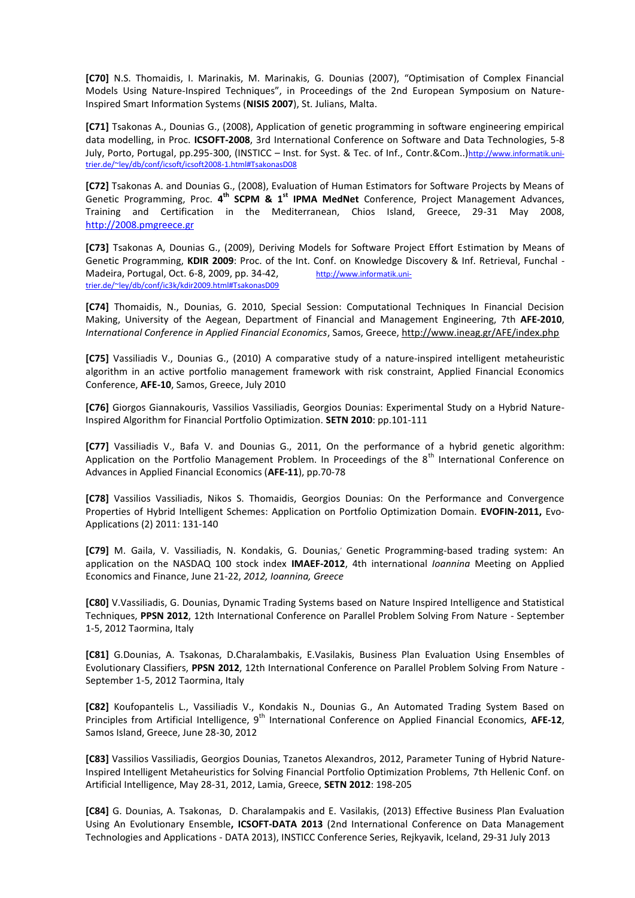**[C70]** N.S. Thomaidis, I. Marinakis, M. Marinakis, G. Dounias (2007), "Optimisation of Complex Financial Models Using Nature-Inspired Techniques", in Proceedings of the 2nd European Symposium on Nature-Inspired Smart Information Systems (**NISIS 2007**), St. Julians, Malta.

**[C71]** Tsakonas A., Dounias G., (2008), Application of genetic programming in software engineering empirical data modelling, in Proc. **ICSOFT-2008**, 3rd International Conference on Software and Data Technologies, 5-8 July, Porto, Portugal, pp.295-300, (INSTICC – Inst. for Syst. & Tec. of Inf., Contr.&Com..)http://www.informatik.uni-trier.de/~ley/db/conf/icsoft/icsoft2008-1.html#TsakonasD08

**[C72]** Tsakonas A. and Dounias G., (2008), Evaluation of Human Estimators for Software Projects by Means of Genetic Programming, Proc. **4th SCPM & 1st IPMA MedNet** Conference, Project Management Advances, Training and Certification in the Mediterranean, Chios Island, Greece, 29-31 May 2008, http://2008.pmgreece.gr

**[C73]** Tsakonas A, Dounias G., (2009), Deriving Models for Software Project Effort Estimation by Means of Genetic Programming, **KDIR 2009**: Proc. of the Int. Conf. on Knowledge Discovery & Inf. Retrieval, Funchal - Madeira, Portugal, Oct. 6-8, 2009, pp. 34-42, http://www.informatik.uni-trier.de/~ley/db/conf/ic3k/kdir2009.html#TsakonasD09

**[C74]** Thomaidis, N., Dounias, G. 2010, Special Session: Computational Techniques In Financial Decision Making, University of the Aegean, Department of Financial and Management Engineering, 7th **AFE-2010**, *International Conference in Applied Financial Economics*, Samos, Greece, http://www.ineag.gr/AFE/index.php

**[C75]** Vassiliadis V., Dounias G., (2010) A comparative study of a nature-inspired intelligent metaheuristic algorithm in an active portfolio management framework with risk constraint, Applied Financial Economics Conference, **AFE-10**, Samos, Greece, July 2010

**[C76]** Giorgos Giannakouris, Vassilios Vassiliadis, Georgios Dounias: Experimental Study on a Hybrid Nature-Inspired Algorithm for Financial Portfolio Optimization. **SETN 2010**: pp.101-111

**[C77]** Vassiliadis V., Bafa V. and Dounias G., 2011, On the performance of a hybrid genetic algorithm: Application on the Portfolio Management Problem. In Proceedings of the 8th International Conference on Advances in Applied Financial Economics (**AFE-11**), pp.70-78

**[C78]** Vassilios Vassiliadis, Nikos S. Thomaidis, Georgios Dounias: On the Performance and Convergence Properties of Hybrid Intelligent Schemes: Application on Portfolio Optimization Domain. **EVOFIN-2011,** Evo-Applications (2) 2011: 131-140

**[C79]** M. Gaila, V. Vassiliadis, N. Kondakis, G. Dounias,' Genetic Programming-based trading system: An application on the NASDAQ 100 stock index **IMAEF-2012**, 4th international *Ioannina* Meeting on Applied Economics and Finance, June 21-22, *2012, Ioannina, Greece*

**[C80]** V.Vassiliadis, G. Dounias, Dynamic Trading Systems based on Nature Inspired Intelligence and Statistical Techniques, **PPSN 2012**, 12th International Conference on Parallel Problem Solving From Nature - September 1-5, 2012 Taormina, Italy

**[C81]** G.Dounias, A. Tsakonas, D.Charalambakis, E.Vasilakis, Business Plan Evaluation Using Ensembles of Evolutionary Classifiers, **PPSN 2012**, 12th International Conference on Parallel Problem Solving From Nature - September 1-5, 2012 Taormina, Italy

**[C82]** Koufopantelis L., Vassiliadis V., Kondakis N., Dounias G., An Automated Trading System Based on Principles from Artificial Intelligence, 9th International Conference on Applied Financial Economics, **AFE-12**, Samos Island, Greece, June 28-30, 2012

**[C83]** Vassilios Vassiliadis, Georgios Dounias, Tzanetos Alexandros, 2012, Parameter Tuning of Hybrid Nature-Inspired Intelligent Metaheuristics for Solving Financial Portfolio Optimization Problems, 7th Hellenic Conf. on Artificial Intelligence, May 28-31, 2012, Lamia, Greece, **SETN 2012**: 198-205

**[C84]** G. Dounias, A. Tsakonas, D. Charalampakis and E. Vasilakis, (2013) Effective Business Plan Evaluation Using An Evolutionary Ensemble**, ICSOFT-DATA 2013** (2nd International Conference on Data Management Technologies and Applications - DATA 2013), INSTICC Conference Series, Rejkyavik, Iceland, 29-31 July 2013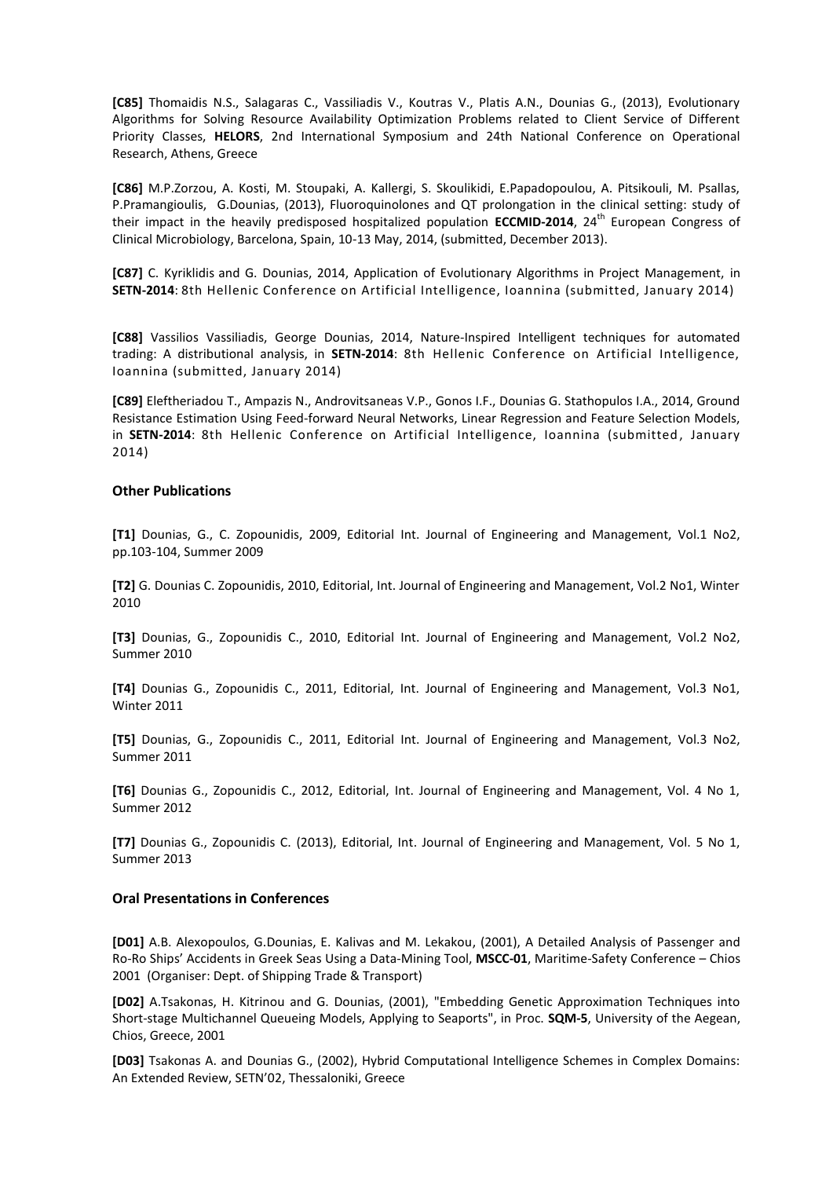**[C85]** Thomaidis N.S., Salagaras C., Vassiliadis V., Koutras V., Platis A.N., Dounias G., (2013), Evolutionary Algorithms for Solving Resource Availability Optimization Problems related to Client Service of Different Priority Classes, **HELORS**, 2nd International Symposium and 24th National Conference on Operational Research, Athens, Greece

**[C86]** M.P.Zorzou, A. Kosti, M. Stoupaki, A. Kallergi, S. Skoulikidi, E.Papadopoulou, A. Pitsikouli, M. Psallas, P.Pramangioulis, G.Dounias, (2013), Fluoroquinolones and QT prolongation in the clinical setting: study of their impact in the heavily predisposed hospitalized population **ECCMID-2014**, 24th European Congress of Clinical Microbiology, Barcelona, Spain, 10-13 May, 2014, (submitted, December 2013).

**[C87]** C. Kyriklidis and G. Dounias, 2014, Application of Evolutionary Algorithms in Project Management, in **SETN-2014**: 8th Hellenic Conference on Artificial Intelligence, Ioannina (submitted, January 2014)

**[C88]** Vassilios Vassiliadis, George Dounias, 2014, Nature-Inspired Intelligent techniques for automated trading: A distributional analysis, in **SETN-2014**: 8th Hellenic Conference on Artificial Intelligence, Ioannina (submitted, January 2014)

**[C89]** Eleftheriadou T., Ampazis N., Androvitsaneas V.P., Gonos I.F., Dounias G. Stathopulos I.A., 2014, Ground Resistance Estimation Using Feed-forward Neural Networks, Linear Regression and Feature Selection Models, in **SETN-2014**: 8th Hellenic Conference on Artificial Intelligence, Ioannina (submitted, January 2014)

### Other Publications

**[T1]** Dounias, G., C. Zopounidis, 2009, Editorial Int. Journal of Engineering and Management, Vol.1 No2, pp.103-104, Summer 2009

**[T2]** G. Dounias C. Zopounidis, 2010, Editorial, Int. Journal of Engineering and Management, Vol.2 No1, Winter 2010

**[T3]** Dounias, G., Zopounidis C., 2010, Editorial Int. Journal of Engineering and Management, Vol.2 No2, Summer 2010

**[T4]** Dounias G., Zopounidis C., 2011, Editorial, Int. Journal of Engineering and Management, Vol.3 No1, Winter 2011

**[T5]** Dounias, G., Zopounidis C., 2011, Editorial Int. Journal of Engineering and Management, Vol.3 No2, Summer 2011

**[T6]** Dounias G., Zopounidis C., 2012, Editorial, Int. Journal of Engineering and Management, Vol. 4 No 1, Summer 2012

**[T7]** Dounias G., Zopounidis C. (2013), Editorial, Int. Journal of Engineering and Management, Vol. 5 No 1, Summer 2013

### Oral Presentations in Conferences

**[D01]** A.B. Alexopoulos, G.Dounias, E. Kalivas and M. Lekakou, (2001), A Detailed Analysis of Passenger and Ro-Ro Ships' Accidents in Greek Seas Using a Data-Mining Tool, **MSCC-01**, Maritime-Safety Conference – Chios 2001 (Organiser: Dept. of Shipping Trade & Transport)

**[D02]** A.Tsakonas, H. Kitrinou and G. Dounias, (2001), "Embedding Genetic Approximation Techniques into Short-stage Multichannel Queueing Models, Applying to Seaports", in Proc. **SQM-5**, University of the Aegean, Chios, Greece, 2001

**[D03]** Tsakonas A. and Dounias G., (2002), Hybrid Computational Intelligence Schemes in Complex Domains: An Extended Review, SETN'02, Thessaloniki, Greece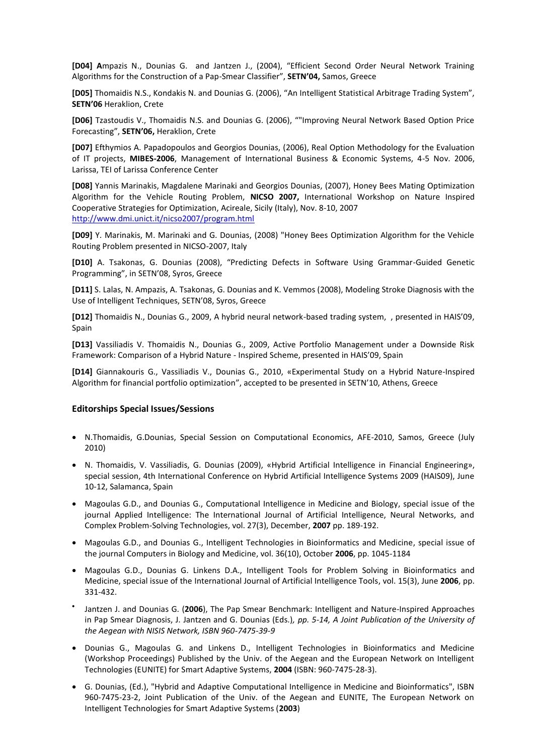**[D04] A**mpazis N., Dounias G.  and Jantzen J., (2004), "Efficient Second Order Neural Network Training Algorithms for the Construction of a Pap-Smear Classifier", **SETN'04,** Samos, Greece

**[D05]** Thomaidis N.S., Kondakis N. and Dounias G. (2006), "An Intelligent Statistical Arbitrage Trading System", **SETN'06** Heraklion, Crete

**[D06]** Tzastoudis V., Thomaidis N.S. and Dounias G. (2006), ""Improving Neural Network Based Option Price Forecasting", **SETN'06,** Heraklion, Crete

**[D07]** Efthymios A. Papadopoulos and Georgios Dounias, (2006), Real Option Methodology for the Evaluation of IT projects, **MIBES-2006**, Management of International Business & Economic Systems, 4-5 Nov. 2006, Larissa, TEI of Larissa Conference Center

**[D08]** Yannis Marinakis, Magdalene Marinaki and Georgios Dounias, (2007), Honey Bees Mating Optimization Algorithm for the Vehicle Routing Problem, **NICSO 2007,** International Workshop on Nature Inspired Cooperative Strategies for Optimization, Acireale, Sicily (Italy), Nov. 8-10, 2007 http://www.dmi.unict.it/nicso2007/program.html

**[D09]** Y. Marinakis, M. Marinaki and G. Dounias, (2008) "Honey Bees Optimization Algorithm for the Vehicle Routing Problem presented in NICSO-2007, Italy

**[D10]** A. Tsakonas, G. Dounias (2008), "Predicting Defects in Software Using Grammar-Guided Genetic Programming", in SETN'08, Syros, Greece

**[D11]** S. Lalas, N. Ampazis, A. Tsakonas, G. Dounias and K. Vemmos (2008), Modeling Stroke Diagnosis with the Use of Intelligent Techniques, SETN'08, Syros, Greece

**[D12]** Thomaidis N., Dounias G., 2009, A hybrid neural network-based trading system,  , presented in HAIS'09, Spain

**[D13]** Vassiliadis V. Thomaidis N., Dounias G., 2009, Active Portfolio Management under a Downside Risk Framework: Comparison of a Hybrid Nature - Inspired Scheme, presented in HAIS'09, Spain

**[D14]** Giannakouris G., Vassiliadis V., Dounias G., 2010, «Experimental Study on a Hybrid Nature-Inspired Algorithm for financial portfolio optimization", accepted to be presented in SETN'10, Athens, Greece

### Editorships Special Issues/Sessions

- N.Thomaidis, G.Dounias, Special Session on Computational Economics, AFE-2010, Samos, Greece (July 2010)
- N. Thomaidis, V. Vassiliadis, G. Dounias (2009), «Hybrid Artificial Intelligence in Financial Engineering», special session, 4th International Conference on Hybrid Artificial Intelligence Systems 2009 (HAIS09), June 10-12, Salamanca, Spain
- Magoulas G.D., and Dounias G., Computational Intelligence in Medicine and Biology, special issue of the journal Applied Intelligence: The International Journal of Artificial Intelligence, Neural Networks, and Complex Problem-Solving Technologies, vol. 27(3), December, **2007** pp. 189-192.
- Magoulas G.D., and Dounias G., Intelligent Technologies in Bioinformatics and Medicine, special issue of the journal Computers in Biology and Medicine, vol. 36(10), October **2006**, pp. 1045-1184
- Magoulas G.D., Dounias G. Linkens D.A., Intelligent Tools for Problem Solving in Bioinformatics and Medicine, special issue of the International Journal of Artificial Intelligence Tools, vol. 15(3), June **2006**, pp. 331-432.
- Jantzen J. and Dounias G. (**2006**), The Pap Smear Benchmark: Intelligent and Nature-Inspired Approaches in Pap Smear Diagnosis, J. Jantzen and G. Dounias (Eds.)*, pp. 5-14, A Joint Publication of the University of the Aegean with NISIS Network, ISBN 960-7475-39-9*
- Dounias G., Magoulas G. and Linkens D., Intelligent Technologies in Bioinformatics and Medicine (Workshop Proceedings) Published by the Univ. of the Aegean and the European Network on Intelligent Technologies (EUNITE) for Smart Adaptive Systems, **2004** (ISBN: 960-7475-28-3).
- G. Dounias, (Ed.), "Hybrid and Adaptive Computational Intelligence in Medicine and Bioinformatics", ISBN 960-7475-23-2, Joint Publication of the Univ. of the Aegean and EUNITE, The European Network on Intelligent Technologies for Smart Adaptive Systems (**2003**)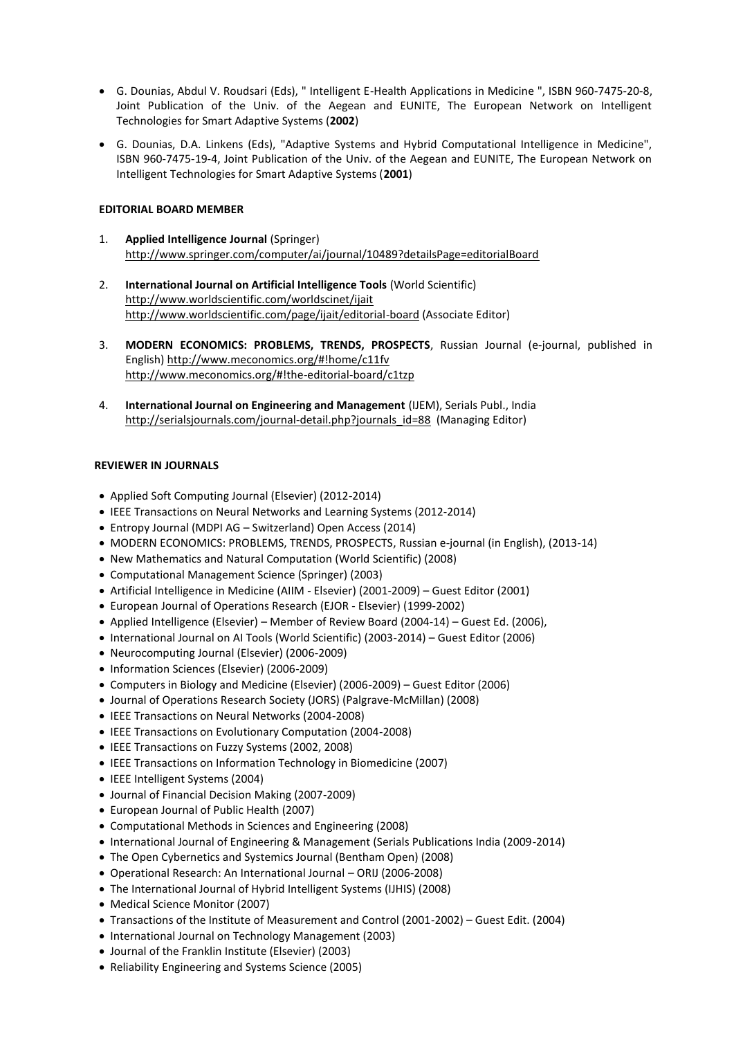- G. Dounias, Abdul V. Roudsari (Eds), " Intelligent E-Health Applications in Medicine ", ISBN 960-7475-20-8, Joint Publication of the Univ. of the Aegean and EUNITE, The European Network on Intelligent Technologies for Smart Adaptive Systems (**2002**)
- G. Dounias, D.A. Linkens (Eds), "Adaptive Systems and Hybrid Computational Intelligence in Medicine", ISBN 960-7475-19-4, Joint Publication of the Univ. of the Aegean and EUNITE, The European Network on Intelligent Technologies for Smart Adaptive Systems (**2001**)

**EDITORIAL BOARD MEMBER**

1. **Applied Intelligence Journal** (Springer) http://www.springer.com/computer/ai/journal/10489?detailsPage=editorialBoard
2. **International Journal on Artificial Intelligence Tools** (World Scientific) http://www.worldscientific.com/worldscinet/ijait http://www.worldscientific.com/page/ijait/editorial-board (Associate Editor)
3. **MODERN ECONOMICS: PROBLEMS, TRENDS, PROSPECTS**, Russian Journal (e-journal, published in English) http://www.meconomics.org/#!home/c11fv http://www.meconomics.org/#!the-editorial-board/c1tzp
4. **International Journal on Engineering and Management** (IJEM), Serials Publ., India http://serialsjournals.com/journal-detail.php?journals_id=88 (Managing Editor)

**REVIEWER IN JOURNALS**

- Applied Soft Computing Journal (Elsevier) (2012-2014)
- IEEE Transactions on Neural Networks and Learning Systems (2012-2014)
- Entropy Journal (MDPI AG – Switzerland) Open Access (2014)
- MODERN ECONOMICS: PROBLEMS, TRENDS, PROSPECTS, Russian e-journal (in English), (2013-14)
- New Mathematics and Natural Computation (World Scientific) (2008)
- Computational Management Science (Springer) (2003)
- Artificial Intelligence in Medicine (AIIM - Elsevier) (2001-2009) – Guest Editor (2001)
- European Journal of Operations Research (EJOR - Elsevier) (1999-2002)
- Applied Intelligence (Elsevier) – Member of Review Board (2004-14) – Guest Ed. (2006),
- International Journal on AI Tools (World Scientific) (2003-2014) – Guest Editor (2006)
- Neurocomputing Journal (Elsevier) (2006-2009)
- Information Sciences (Elsevier) (2006-2009)
- Computers in Biology and Medicine (Elsevier) (2006-2009) – Guest Editor (2006)
- Journal of Operations Research Society (JORS) (Palgrave-McMillan) (2008)
- IEEE Transactions on Neural Networks (2004-2008)
- IEEE Transactions on Evolutionary Computation (2004-2008)
- IEEE Transactions on Fuzzy Systems (2002, 2008)
- IEEE Transactions on Information Technology in Biomedicine (2007)
- IEEE Intelligent Systems (2004)
- Journal of Financial Decision Making (2007-2009)
- European Journal of Public Health (2007)
- Computational Methods in Sciences and Engineering (2008)
- International Journal of Engineering & Management (Serials Publications India (2009-2014)
- The Open Cybernetics and Systemics Journal (Bentham Open) (2008)
- Operational Research: An International Journal – ORIJ (2006-2008)
- The International Journal of Hybrid Intelligent Systems (IJHIS) (2008)
- Medical Science Monitor (2007)
- Transactions of the Institute of Measurement and Control (2001-2002) – Guest Edit. (2004)
- International Journal on Technology Management (2003)
- Journal of the Franklin Institute (Elsevier) (2003)
- Reliability Engineering and Systems Science (2005)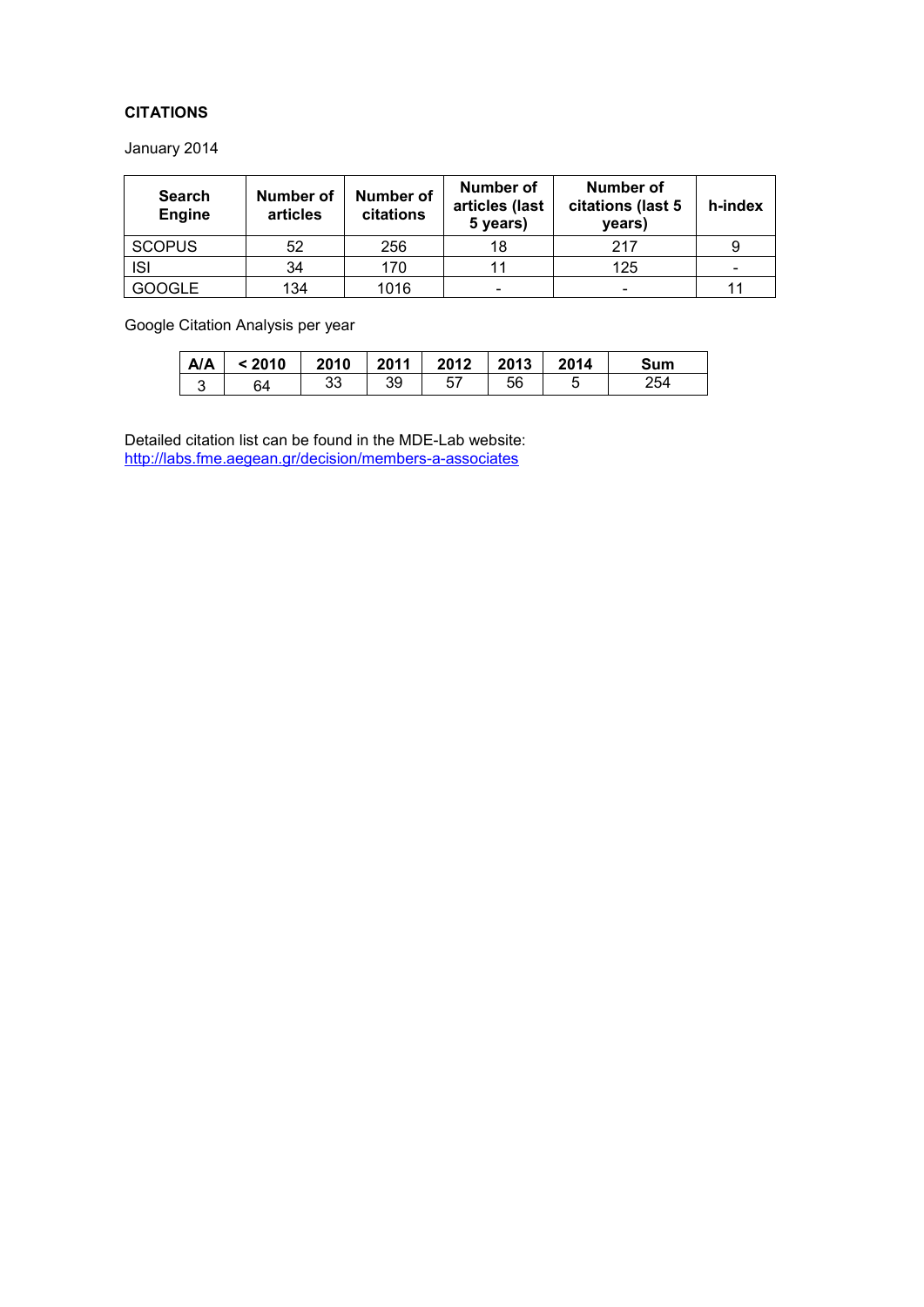**CITATIONS**

January 2014

| Search Engine | Number of articles | Number of citations | Number of articles (last 5 years) | Number of citations (last 5 years) | h-index |
|---|---|---|---|---|---|
| SCOPUS | 52 | 256 | 18 | 217 | 9 |
| ISI | 34 | 170 | 11 | 125 | - |
| GOOGLE | 134 | 1016 | - | - | 11 |

Google Citation Analysis per year

| A/A | < 2010 | 2010 | 2011 | 2012 | 2013 | 2014 | Sum |
|---|---|---|---|---|---|---|---|
| 3 | 64 | 33 | 39 | 57 | 56 | 5 | 254 |

Detailed citation list can be found in the MDE-Lab website:
http://labs.fme.aegean.gr/decision/members-a-associates